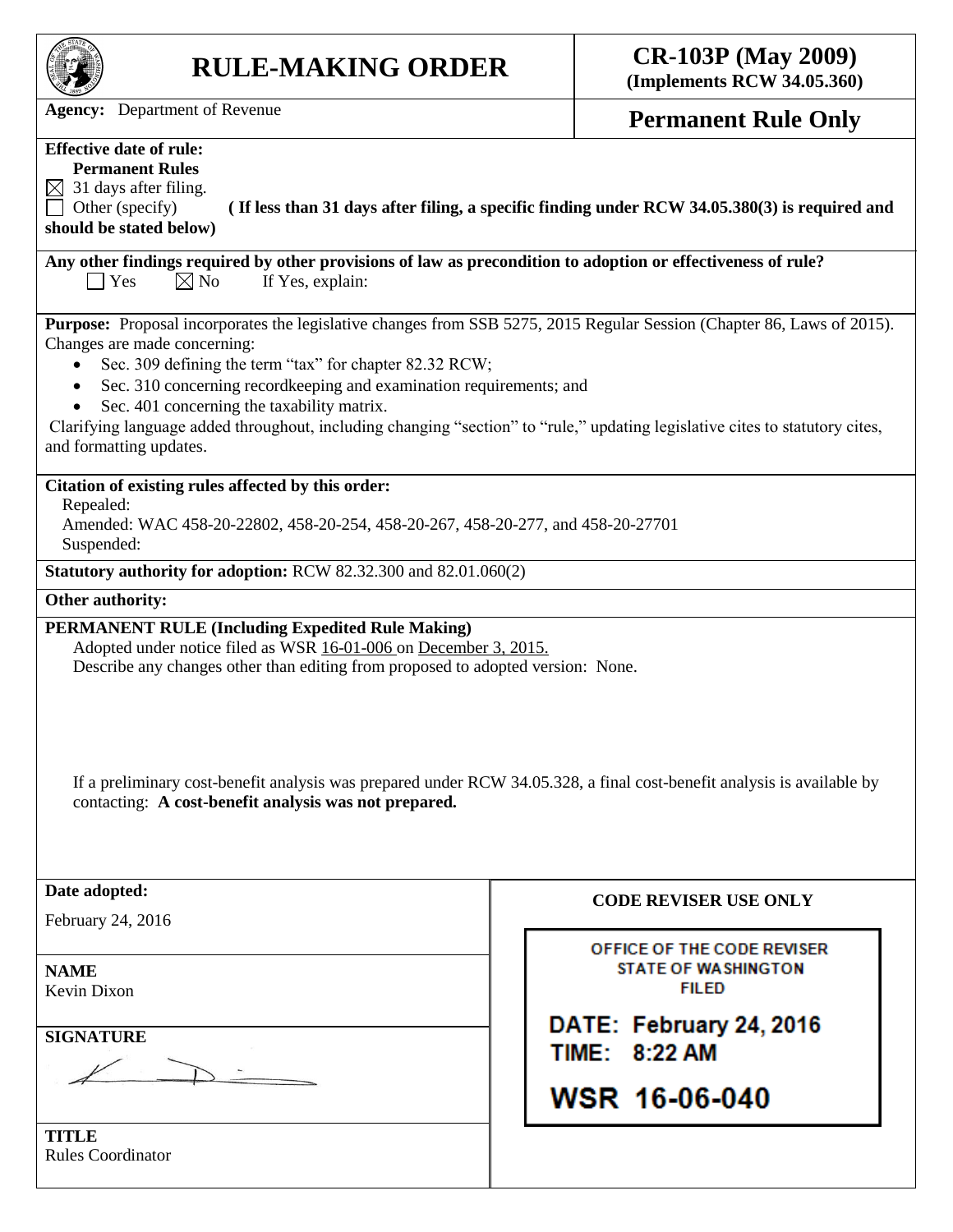# RULE-MAKING ORDER

**CR-103P (May 2009)**
**(Implements RCW 34.05.360)**

**Agency:** Department of Revenue

**Permanent Rule Only**

**Effective date of rule:**
**Permanent Rules**
☒ 31 days after filing.
☐ Other (specify) **( If less than 31 days after filing, a specific finding under RCW 34.05.380(3) is required and should be stated below)**

**Any other findings required by other provisions of law as precondition to adoption or effectiveness of rule?**
☐ Yes ☒ No If Yes, explain:

**Purpose:** Proposal incorporates the legislative changes from SSB 5275, 2015 Regular Session (Chapter 86, Laws of 2015). Changes are made concerning:

- Sec. 309 defining the term "tax" for chapter 82.32 RCW;
- Sec. 310 concerning recordkeeping and examination requirements; and
- Sec. 401 concerning the taxability matrix.

Clarifying language added throughout, including changing "section" to "rule," updating legislative cites to statutory cites, and formatting updates.

**Citation of existing rules affected by this order:**
Repealed:
Amended: WAC 458-20-22802, 458-20-254, 458-20-267, 458-20-277, and 458-20-27701
Suspended:

**Statutory authority for adoption:** RCW 82.32.300 and 82.01.060(2)

**Other authority:**

**PERMANENT RULE (Including Expedited Rule Making)**
Adopted under notice filed as WSR 16-01-006 on December 3, 2015.
Describe any changes other than editing from proposed to adopted version: None.

If a preliminary cost-benefit analysis was prepared under RCW 34.05.328, a final cost-benefit analysis is available by contacting: **A cost-benefit analysis was not prepared.**

**Date adopted:**
February 24, 2016

**NAME**
Kevin Dixon

**SIGNATURE**

**TITLE**
Rules Coordinator

**CODE REVISER USE ONLY**

OFFICE OF THE CODE REVISER
STATE OF WASHINGTON
FILED

DATE: February 24, 2016
TIME: 8:22 AM

WSR 16-06-040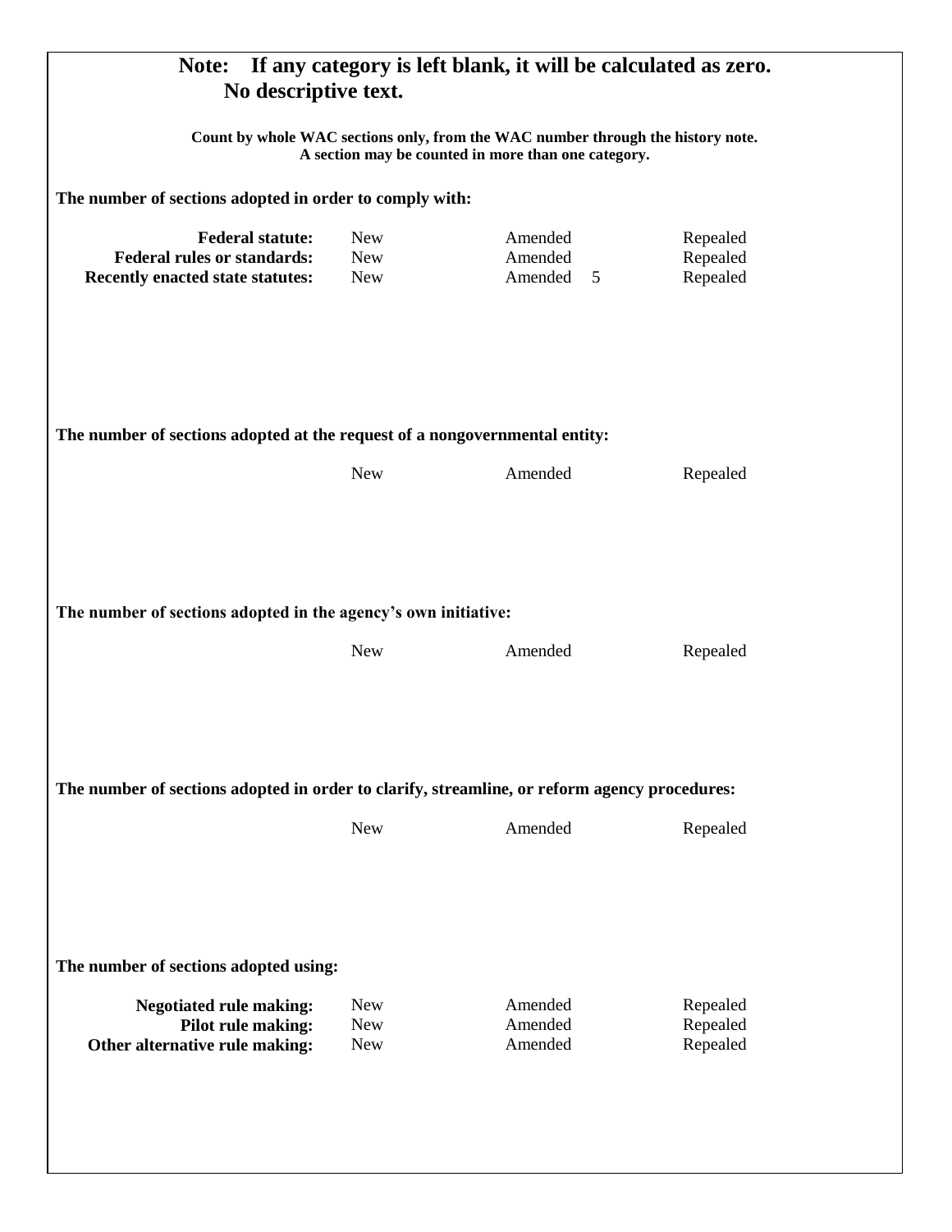**Note: If any category is left blank, it will be calculated as zero.**
**No descriptive text.**

**Count by whole WAC sections only, from the WAC number through the history note.**
**A section may be counted in more than one category.**

**The number of sections adopted in order to comply with:**

| | | | |
|---|---|---|---|
| **Federal statute:** | New | Amended | Repealed |
| **Federal rules or standards:** | New | Amended | Repealed |
| **Recently enacted state statutes:** | New | Amended 5 | Repealed |

**The number of sections adopted at the request of a nongovernmental entity:**

| | | |
|---|---|---|
| New | Amended | Repealed |

**The number of sections adopted in the agency's own initiative:**

| | | |
|---|---|---|
| New | Amended | Repealed |

**The number of sections adopted in order to clarify, streamline, or reform agency procedures:**

| | | |
|---|---|---|
| New | Amended | Repealed |

**The number of sections adopted using:**

| | | | |
|---|---|---|---|
| **Negotiated rule making:** | New | Amended | Repealed |
| **Pilot rule making:** | New | Amended | Repealed |
| **Other alternative rule making:** | New | Amended | Repealed |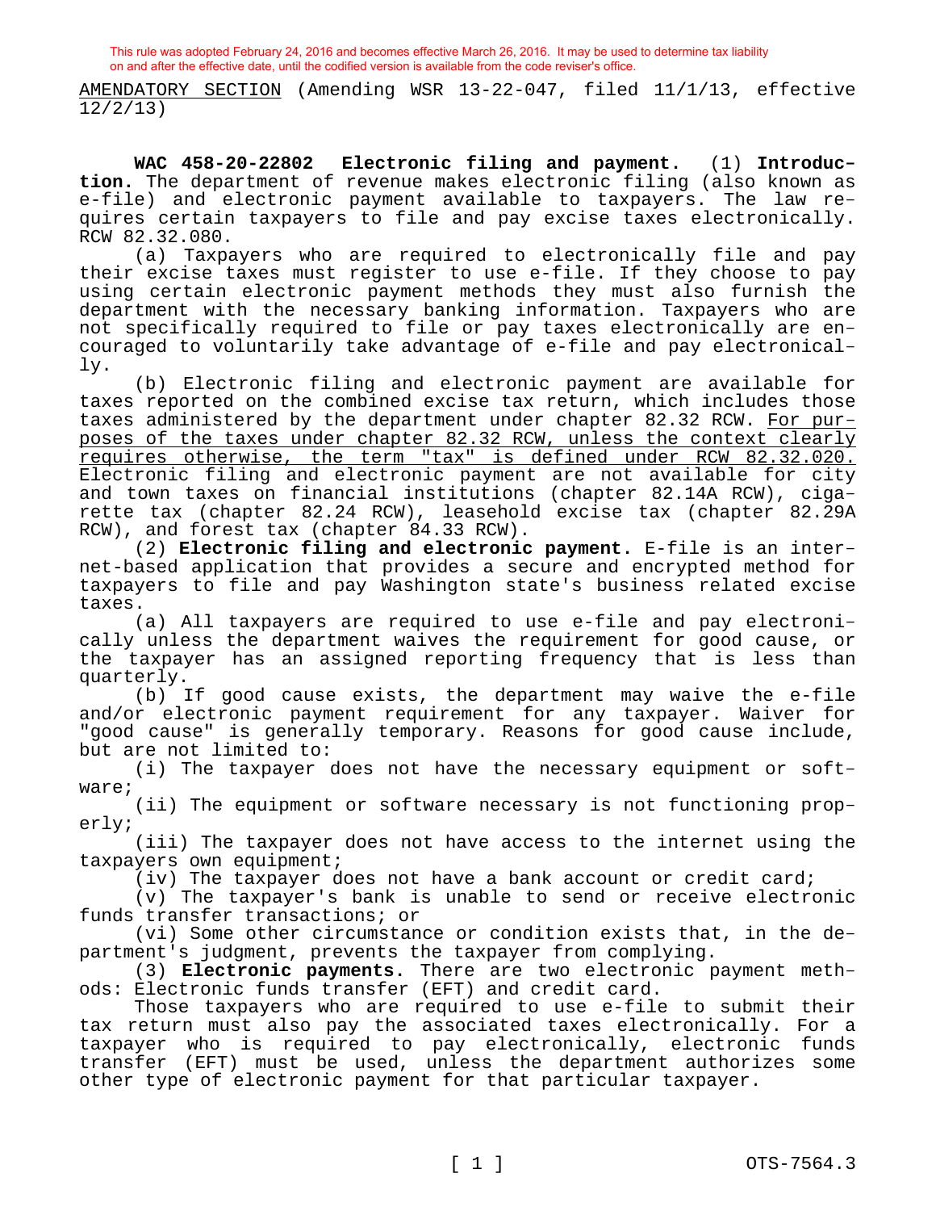This rule was adopted February 24, 2016 and becomes effective March 26, 2016. It may be used to determine tax liability on and after the effective date, until the codified version is available from the code reviser's office.

AMENDATORY SECTION (Amending WSR 13-22-047, filed 11/1/13, effective 12/2/13)

**WAC 458-20-22802 Electronic filing and payment.** (1) **Introduction.** The department of revenue makes electronic filing (also known as e-file) and electronic payment available to taxpayers. The law requires certain taxpayers to file and pay excise taxes electronically. RCW 82.32.080.

(a) Taxpayers who are required to electronically file and pay their excise taxes must register to use e-file. If they choose to pay using certain electronic payment methods they must also furnish the department with the necessary banking information. Taxpayers who are not specifically required to file or pay taxes electronically are encouraged to voluntarily take advantage of e-file and pay electronically.

(b) Electronic filing and electronic payment are available for taxes reported on the combined excise tax return, which includes those taxes administered by the department under chapter 82.32 RCW. For purposes of the taxes under chapter 82.32 RCW, unless the context clearly requires otherwise, the term "tax" is defined under RCW 82.32.020. Electronic filing and electronic payment are not available for city and town taxes on financial institutions (chapter 82.14A RCW), cigarette tax (chapter 82.24 RCW), leasehold excise tax (chapter 82.29A RCW), and forest tax (chapter 84.33 RCW).

(2) **Electronic filing and electronic payment.** E-file is an internet-based application that provides a secure and encrypted method for taxpayers to file and pay Washington state's business related excise taxes.

(a) All taxpayers are required to use e-file and pay electronically unless the department waives the requirement for good cause, or the taxpayer has an assigned reporting frequency that is less than quarterly.

(b) If good cause exists, the department may waive the e-file and/or electronic payment requirement for any taxpayer. Waiver for "good cause" is generally temporary. Reasons for good cause include, but are not limited to:

(i) The taxpayer does not have the necessary equipment or software;

(ii) The equipment or software necessary is not functioning properly;

(iii) The taxpayer does not have access to the internet using the taxpayers own equipment;

(iv) The taxpayer does not have a bank account or credit card;

(v) The taxpayer's bank is unable to send or receive electronic funds transfer transactions; or

(vi) Some other circumstance or condition exists that, in the department's judgment, prevents the taxpayer from complying.

(3) **Electronic payments.** There are two electronic payment methods: Electronic funds transfer (EFT) and credit card.

Those taxpayers who are required to use e-file to submit their tax return must also pay the associated taxes electronically. For a taxpayer who is required to pay electronically, electronic funds transfer (EFT) must be used, unless the department authorizes some other type of electronic payment for that particular taxpayer.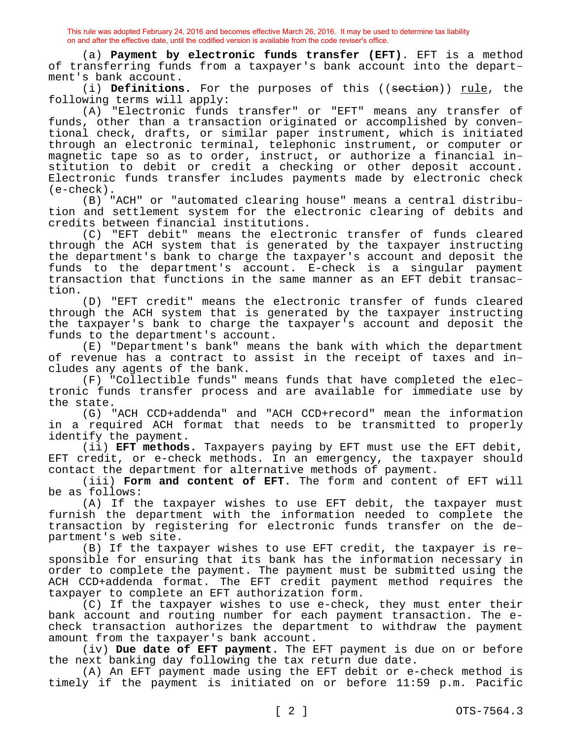This rule was adopted February 24, 2016 and becomes effective March 26, 2016. It may be used to determine tax liability on and after the effective date, until the codified version is available from the code reviser's office.

(a) **Payment by electronic funds transfer (EFT).** EFT is a method of transferring funds from a taxpayer's bank account into the department's bank account.

(i) **Definitions.** For the purposes of this ((~~section~~)) rule, the following terms will apply:

(A) "Electronic funds transfer" or "EFT" means any transfer of funds, other than a transaction originated or accomplished by conventional check, drafts, or similar paper instrument, which is initiated through an electronic terminal, telephonic instrument, or computer or magnetic tape so as to order, instruct, or authorize a financial institution to debit or credit a checking or other deposit account. Electronic funds transfer includes payments made by electronic check (e-check).

(B) "ACH" or "automated clearing house" means a central distribution and settlement system for the electronic clearing of debits and credits between financial institutions.

(C) "EFT debit" means the electronic transfer of funds cleared through the ACH system that is generated by the taxpayer instructing the department's bank to charge the taxpayer's account and deposit the funds to the department's account. E-check is a singular payment transaction that functions in the same manner as an EFT debit transaction.

(D) "EFT credit" means the electronic transfer of funds cleared through the ACH system that is generated by the taxpayer instructing the taxpayer's bank to charge the taxpayer's account and deposit the funds to the department's account.

(E) "Department's bank" means the bank with which the department of revenue has a contract to assist in the receipt of taxes and includes any agents of the bank.

(F) "Collectible funds" means funds that have completed the electronic funds transfer process and are available for immediate use by the state.

(G) "ACH CCD+addenda" and "ACH CCD+record" mean the information in a required ACH format that needs to be transmitted to properly identify the payment.

(ii) **EFT methods.** Taxpayers paying by EFT must use the EFT debit, EFT credit, or e-check methods. In an emergency, the taxpayer should contact the department for alternative methods of payment.

(iii) **Form and content of EFT.** The form and content of EFT will be as follows:

(A) If the taxpayer wishes to use EFT debit, the taxpayer must furnish the department with the information needed to complete the transaction by registering for electronic funds transfer on the department's web site.

(B) If the taxpayer wishes to use EFT credit, the taxpayer is responsible for ensuring that its bank has the information necessary in order to complete the payment. The payment must be submitted using the ACH CCD+addenda format. The EFT credit payment method requires the taxpayer to complete an EFT authorization form.

(C) If the taxpayer wishes to use e-check, they must enter their bank account and routing number for each payment transaction. The e-check transaction authorizes the department to withdraw the payment amount from the taxpayer's bank account.

(iv) **Due date of EFT payment.** The EFT payment is due on or before the next banking day following the tax return due date.

(A) An EFT payment made using the EFT debit or e-check method is timely if the payment is initiated on or before 11:59 p.m. Pacific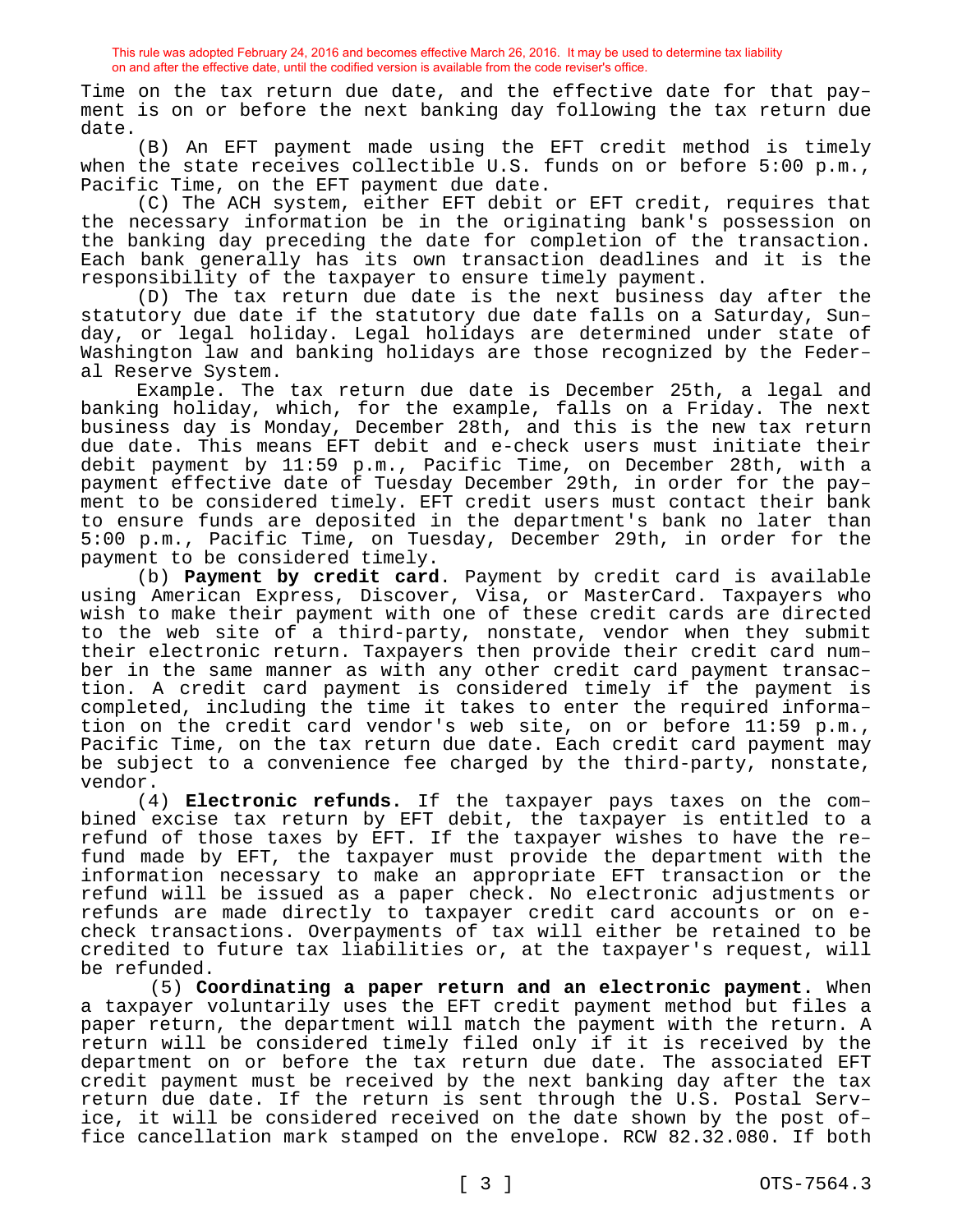This rule was adopted February 24, 2016 and becomes effective March 26, 2016. It may be used to determine tax liability on and after the effective date, until the codified version is available from the code reviser's office.

Time on the tax return due date, and the effective date for that payment is on or before the next banking day following the tax return due date.

(B) An EFT payment made using the EFT credit method is timely when the state receives collectible U.S. funds on or before 5:00 p.m., Pacific Time, on the EFT payment due date.

(C) The ACH system, either EFT debit or EFT credit, requires that the necessary information be in the originating bank's possession on the banking day preceding the date for completion of the transaction. Each bank generally has its own transaction deadlines and it is the responsibility of the taxpayer to ensure timely payment.

(D) The tax return due date is the next business day after the statutory due date if the statutory due date falls on a Saturday, Sunday, or legal holiday. Legal holidays are determined under state of Washington law and banking holidays are those recognized by the Federal Reserve System.

Example. The tax return due date is December 25th, a legal and banking holiday, which, for the example, falls on a Friday. The next business day is Monday, December 28th, and this is the new tax return due date. This means EFT debit and e-check users must initiate their debit payment by 11:59 p.m., Pacific Time, on December 28th, with a payment effective date of Tuesday December 29th, in order for the payment to be considered timely. EFT credit users must contact their bank to ensure funds are deposited in the department's bank no later than 5:00 p.m., Pacific Time, on Tuesday, December 29th, in order for the payment to be considered timely.

(b) **Payment by credit card**. Payment by credit card is available using American Express, Discover, Visa, or MasterCard. Taxpayers who wish to make their payment with one of these credit cards are directed to the web site of a third-party, nonstate, vendor when they submit their electronic return. Taxpayers then provide their credit card number in the same manner as with any other credit card payment transaction. A credit card payment is considered timely if the payment is completed, including the time it takes to enter the required information on the credit card vendor's web site, on or before 11:59 p.m., Pacific Time, on the tax return due date. Each credit card payment may be subject to a convenience fee charged by the third-party, nonstate, vendor.

(4) **Electronic refunds.** If the taxpayer pays taxes on the combined excise tax return by EFT debit, the taxpayer is entitled to a refund of those taxes by EFT. If the taxpayer wishes to have the refund made by EFT, the taxpayer must provide the department with the information necessary to make an appropriate EFT transaction or the refund will be issued as a paper check. No electronic adjustments or refunds are made directly to taxpayer credit card accounts or on e-check transactions. Overpayments of tax will either be retained to be credited to future tax liabilities or, at the taxpayer's request, will be refunded.

(5) **Coordinating a paper return and an electronic payment.** When a taxpayer voluntarily uses the EFT credit payment method but files a paper return, the department will match the payment with the return. A return will be considered timely filed only if it is received by the department on or before the tax return due date. The associated EFT credit payment must be received by the next banking day after the tax return due date. If the return is sent through the U.S. Postal Service, it will be considered received on the date shown by the post office cancellation mark stamped on the envelope. RCW 82.32.080. If both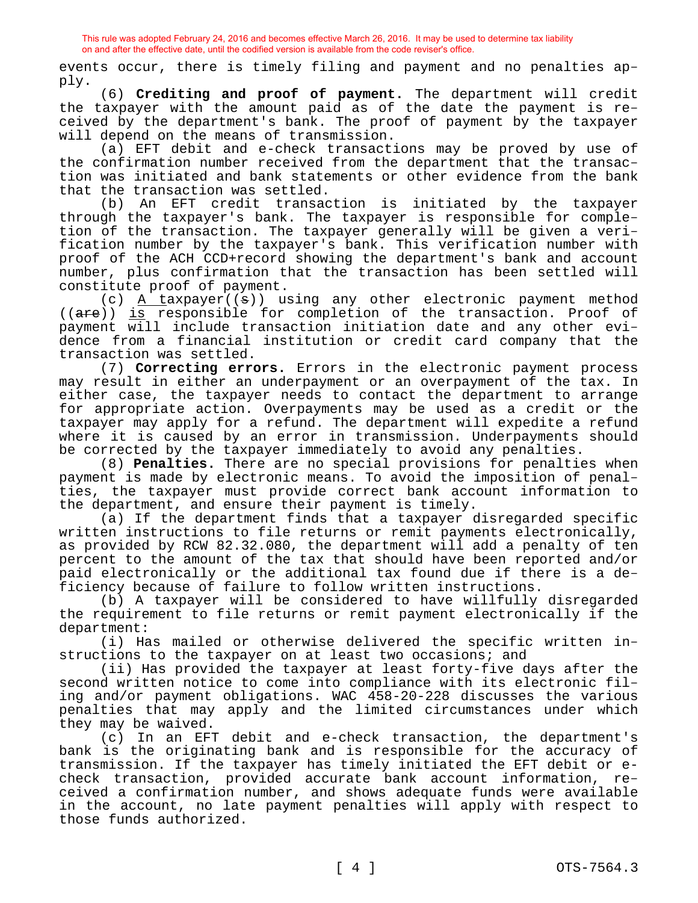events occur, there is timely filing and payment and no penalties apply.

(6) **Crediting and proof of payment.** The department will credit the taxpayer with the amount paid as of the date the payment is received by the department's bank. The proof of payment by the taxpayer will depend on the means of transmission.

(a) EFT debit and e-check transactions may be proved by use of the confirmation number received from the department that the transaction was initiated and bank statements or other evidence from the bank that the transaction was settled.

(b) An EFT credit transaction is initiated by the taxpayer through the taxpayer's bank. The taxpayer is responsible for completion of the transaction. The taxpayer generally will be given a verification number by the taxpayer's bank. This verification number with proof of the ACH CCD+record showing the department's bank and account number, plus confirmation that the transaction has been settled will constitute proof of payment.

(c) A taxpayer((~~s~~)) using any other electronic payment method ((~~are~~)) is responsible for completion of the transaction. Proof of payment will include transaction initiation date and any other evidence from a financial institution or credit card company that the transaction was settled.

(7) **Correcting errors.** Errors in the electronic payment process may result in either an underpayment or an overpayment of the tax. In either case, the taxpayer needs to contact the department to arrange for appropriate action. Overpayments may be used as a credit or the taxpayer may apply for a refund. The department will expedite a refund where it is caused by an error in transmission. Underpayments should be corrected by the taxpayer immediately to avoid any penalties.

(8) **Penalties.** There are no special provisions for penalties when payment is made by electronic means. To avoid the imposition of penalties, the taxpayer must provide correct bank account information to the department, and ensure their payment is timely.

(a) If the department finds that a taxpayer disregarded specific written instructions to file returns or remit payments electronically, as provided by RCW 82.32.080, the department will add a penalty of ten percent to the amount of the tax that should have been reported and/or paid electronically or the additional tax found due if there is a deficiency because of failure to follow written instructions.

(b) A taxpayer will be considered to have willfully disregarded the requirement to file returns or remit payment electronically if the department:

(i) Has mailed or otherwise delivered the specific written instructions to the taxpayer on at least two occasions; and

(ii) Has provided the taxpayer at least forty-five days after the second written notice to come into compliance with its electronic filing and/or payment obligations. WAC 458-20-228 discusses the various penalties that may apply and the limited circumstances under which they may be waived.

(c) In an EFT debit and e-check transaction, the department's bank is the originating bank and is responsible for the accuracy of transmission. If the taxpayer has timely initiated the EFT debit or e-check transaction, provided accurate bank account information, received a confirmation number, and shows adequate funds were available in the account, no late payment penalties will apply with respect to those funds authorized.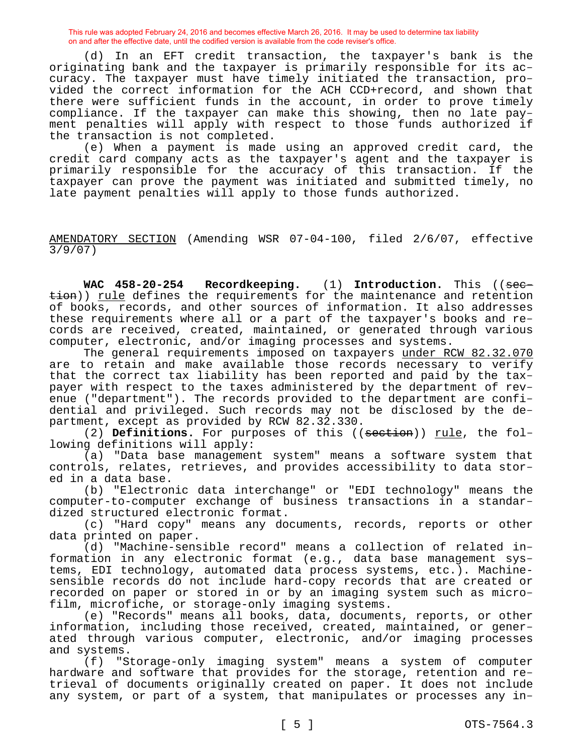(d) In an EFT credit transaction, the taxpayer's bank is the originating bank and the taxpayer is primarily responsible for its accuracy. The taxpayer must have timely initiated the transaction, provided the correct information for the ACH CCD+record, and shown that there were sufficient funds in the account, in order to prove timely compliance. If the taxpayer can make this showing, then no late payment penalties will apply with respect to those funds authorized if the transaction is not completed.

(e) When a payment is made using an approved credit card, the credit card company acts as the taxpayer's agent and the taxpayer is primarily responsible for the accuracy of this transaction. If the taxpayer can prove the payment was initiated and submitted timely, no late payment penalties will apply to those funds authorized.

AMENDATORY SECTION (Amending WSR 07-04-100, filed 2/6/07, effective 3/9/07)

**WAC 458-20-254 Recordkeeping.** (1) **Introduction.** This ((~~section~~)) rule defines the requirements for the maintenance and retention of books, records, and other sources of information. It also addresses these requirements where all or a part of the taxpayer's books and records are received, created, maintained, or generated through various computer, electronic, and/or imaging processes and systems.

The general requirements imposed on taxpayers under RCW 82.32.070 are to retain and make available those records necessary to verify that the correct tax liability has been reported and paid by the taxpayer with respect to the taxes administered by the department of revenue ("department"). The records provided to the department are confidential and privileged. Such records may not be disclosed by the department, except as provided by RCW 82.32.330.

(2) **Definitions.** For purposes of this ((~~section~~)) rule, the following definitions will apply:

(a) "Data base management system" means a software system that controls, relates, retrieves, and provides accessibility to data stored in a data base.

(b) "Electronic data interchange" or "EDI technology" means the computer-to-computer exchange of business transactions in a standardized structured electronic format.

(c) "Hard copy" means any documents, records, reports or other data printed on paper.

(d) "Machine-sensible record" means a collection of related information in any electronic format (e.g., data base management systems, EDI technology, automated data process systems, etc.). Machine-sensible records do not include hard-copy records that are created or recorded on paper or stored in or by an imaging system such as microfilm, microfiche, or storage-only imaging systems.

(e) "Records" means all books, data, documents, reports, or other information, including those received, created, maintained, or generated through various computer, electronic, and/or imaging processes and systems.

(f) "Storage-only imaging system" means a system of computer hardware and software that provides for the storage, retention and retrieval of documents originally created on paper. It does not include any system, or part of a system, that manipulates or processes any in-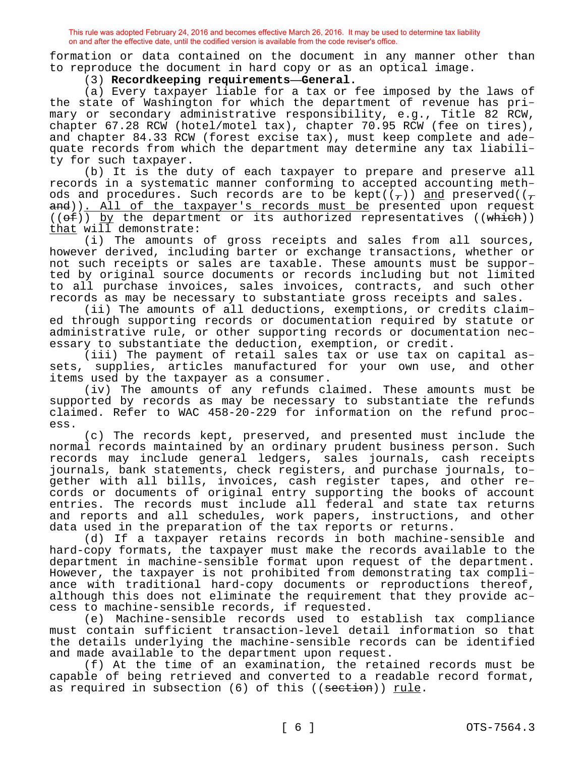formation or data contained on the document in any manner other than to reproduce the document in hard copy or as an optical image.

(3) **Recordkeeping requirements—General.**

(a) Every taxpayer liable for a tax or fee imposed by the laws of the state of Washington for which the department of revenue has primary or secondary administrative responsibility, e.g., Title 82 RCW, chapter 67.28 RCW (hotel/motel tax), chapter 70.95 RCW (fee on tires), and chapter 84.33 RCW (forest excise tax), must keep complete and adequate records from which the department may determine any tax liability for such taxpayer.

(b) It is the duty of each taxpayer to prepare and preserve all records in a systematic manner conforming to accepted accounting methods and procedures. Such records are to be kept((~~,~~)) <u>and</u> preserved((~~, and~~))<u>. All of the taxpayer's records must be</u> presented upon request ((~~of~~)) <u>by</u> the department or its authorized representatives ((~~which~~)) <u>that</u> will demonstrate:

(i) The amounts of gross receipts and sales from all sources, however derived, including barter or exchange transactions, whether or not such receipts or sales are taxable. These amounts must be supported by original source documents or records including but not limited to all purchase invoices, sales invoices, contracts, and such other records as may be necessary to substantiate gross receipts and sales.

(ii) The amounts of all deductions, exemptions, or credits claimed through supporting records or documentation required by statute or administrative rule, or other supporting records or documentation necessary to substantiate the deduction, exemption, or credit.

(iii) The payment of retail sales tax or use tax on capital assets, supplies, articles manufactured for your own use, and other items used by the taxpayer as a consumer.

(iv) The amounts of any refunds claimed. These amounts must be supported by records as may be necessary to substantiate the refunds claimed. Refer to WAC 458-20-229 for information on the refund process.

(c) The records kept, preserved, and presented must include the normal records maintained by an ordinary prudent business person. Such records may include general ledgers, sales journals, cash receipts journals, bank statements, check registers, and purchase journals, together with all bills, invoices, cash register tapes, and other records or documents of original entry supporting the books of account entries. The records must include all federal and state tax returns and reports and all schedules, work papers, instructions, and other data used in the preparation of the tax reports or returns.

(d) If a taxpayer retains records in both machine-sensible and hard-copy formats, the taxpayer must make the records available to the department in machine-sensible format upon request of the department. However, the taxpayer is not prohibited from demonstrating tax compliance with traditional hard-copy documents or reproductions thereof, although this does not eliminate the requirement that they provide access to machine-sensible records, if requested.

(e) Machine-sensible records used to establish tax compliance must contain sufficient transaction-level detail information so that the details underlying the machine-sensible records can be identified and made available to the department upon request.

(f) At the time of an examination, the retained records must be capable of being retrieved and converted to a readable record format, as required in subsection (6) of this ((~~section~~)) <u>rule</u>.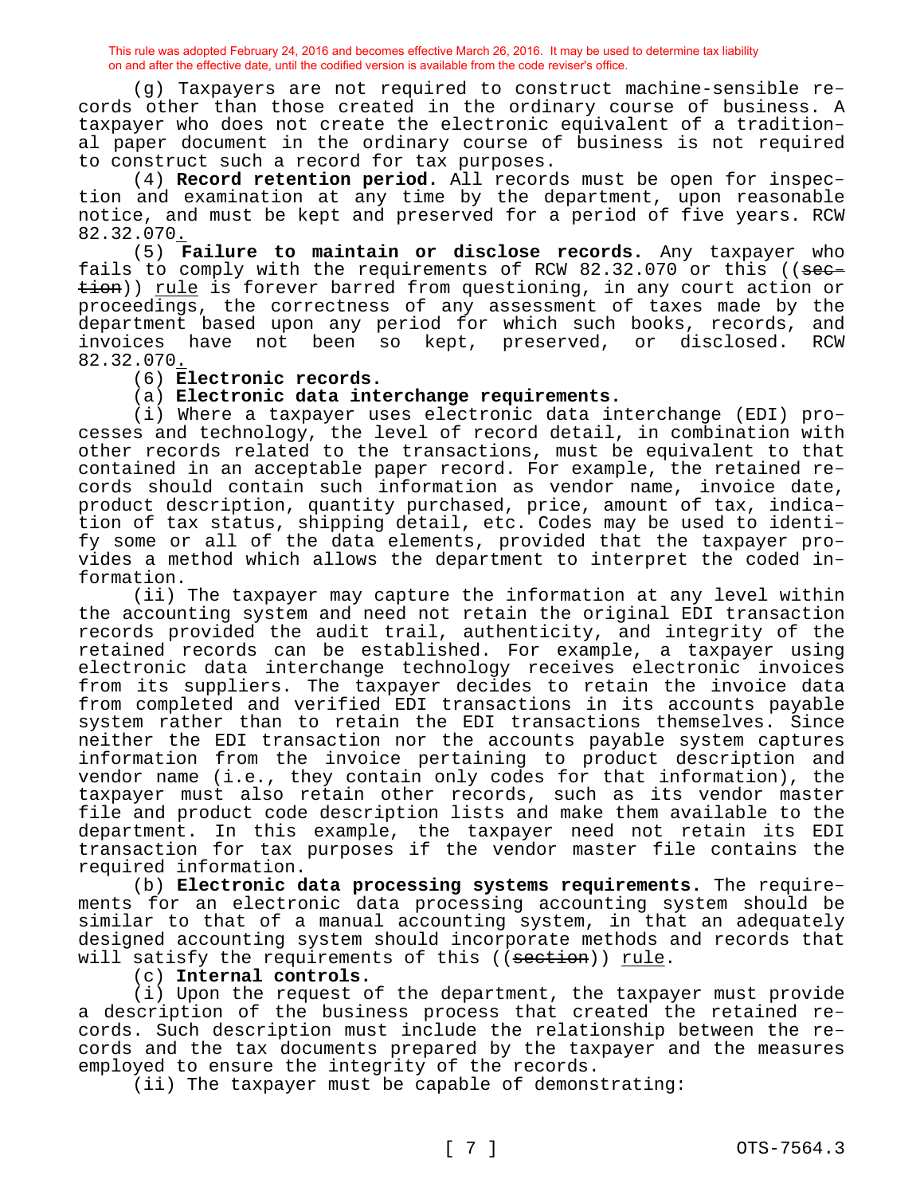(g) Taxpayers are not required to construct machine-sensible records other than those created in the ordinary course of business. A taxpayer who does not create the electronic equivalent of a traditional paper document in the ordinary course of business is not required to construct such a record for tax purposes.

(4) **Record retention period.** All records must be open for inspection and examination at any time by the department, upon reasonable notice, and must be kept and preserved for a period of five years. RCW 82.32.070.

(5) **Failure to maintain or disclose records.** Any taxpayer who fails to comply with the requirements of RCW 82.32.070 or this ((~~section~~)) rule is forever barred from questioning, in any court action or proceedings, the correctness of any assessment of taxes made by the department based upon any period for which such books, records, and invoices have not been so kept, preserved, or disclosed. RCW 82.32.070.

(6) **Electronic records.**

(a) **Electronic data interchange requirements.**

(i) Where a taxpayer uses electronic data interchange (EDI) processes and technology, the level of record detail, in combination with other records related to the transactions, must be equivalent to that contained in an acceptable paper record. For example, the retained records should contain such information as vendor name, invoice date, product description, quantity purchased, price, amount of tax, indication of tax status, shipping detail, etc. Codes may be used to identify some or all of the data elements, provided that the taxpayer provides a method which allows the department to interpret the coded information.

(ii) The taxpayer may capture the information at any level within the accounting system and need not retain the original EDI transaction records provided the audit trail, authenticity, and integrity of the retained records can be established. For example, a taxpayer using electronic data interchange technology receives electronic invoices from its suppliers. The taxpayer decides to retain the invoice data from completed and verified EDI transactions in its accounts payable system rather than to retain the EDI transactions themselves. Since neither the EDI transaction nor the accounts payable system captures information from the invoice pertaining to product description and vendor name (i.e., they contain only codes for that information), the taxpayer must also retain other records, such as its vendor master file and product code description lists and make them available to the department. In this example, the taxpayer need not retain its EDI transaction for tax purposes if the vendor master file contains the required information.

(b) **Electronic data processing systems requirements.** The requirements for an electronic data processing accounting system should be similar to that of a manual accounting system, in that an adequately designed accounting system should incorporate methods and records that will satisfy the requirements of this ((~~section~~)) rule.

(c) **Internal controls.**

(i) Upon the request of the department, the taxpayer must provide a description of the business process that created the retained records. Such description must include the relationship between the records and the tax documents prepared by the taxpayer and the measures employed to ensure the integrity of the records.

(ii) The taxpayer must be capable of demonstrating: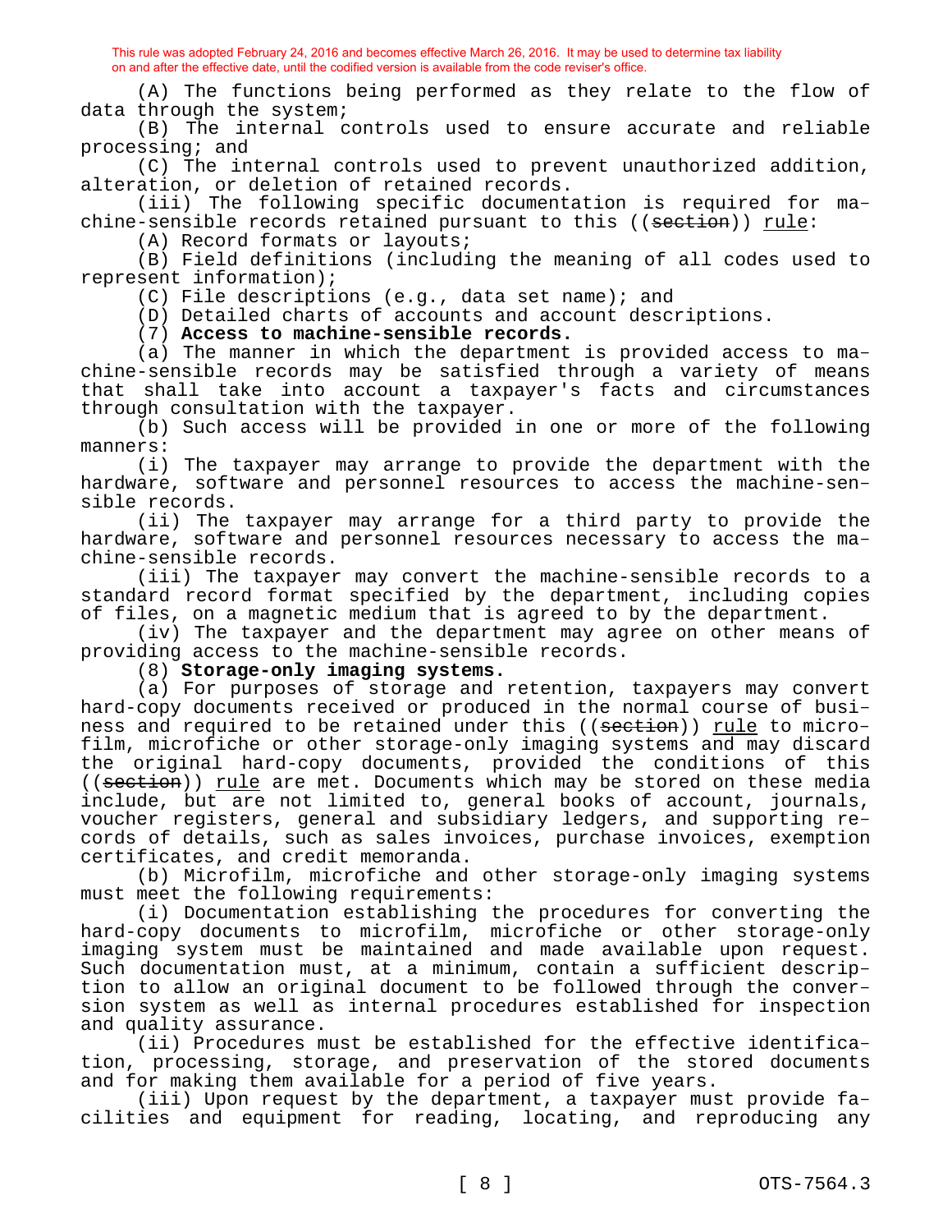(A) The functions being performed as they relate to the flow of data through the system;

(B) The internal controls used to ensure accurate and reliable processing; and

(C) The internal controls used to prevent unauthorized addition, alteration, or deletion of retained records.

(iii) The following specific documentation is required for machine-sensible records retained pursuant to this ((~~section~~)) rule:

(A) Record formats or layouts;

(B) Field definitions (including the meaning of all codes used to represent information);

(C) File descriptions (e.g., data set name); and

(D) Detailed charts of accounts and account descriptions.

(7) **Access to machine-sensible records.**

(a) The manner in which the department is provided access to machine-sensible records may be satisfied through a variety of means that shall take into account a taxpayer's facts and circumstances through consultation with the taxpayer.

(b) Such access will be provided in one or more of the following manners:

(i) The taxpayer may arrange to provide the department with the hardware, software and personnel resources to access the machine-sensible records.

(ii) The taxpayer may arrange for a third party to provide the hardware, software and personnel resources necessary to access the machine-sensible records.

(iii) The taxpayer may convert the machine-sensible records to a standard record format specified by the department, including copies of files, on a magnetic medium that is agreed to by the department.

(iv) The taxpayer and the department may agree on other means of providing access to the machine-sensible records.

(8) **Storage-only imaging systems.**

(a) For purposes of storage and retention, taxpayers may convert hard-copy documents received or produced in the normal course of business and required to be retained under this ((~~section~~)) rule to microfilm, microfiche or other storage-only imaging systems and may discard the original hard-copy documents, provided the conditions of this ((~~section~~)) rule are met. Documents which may be stored on these media include, but are not limited to, general books of account, journals, voucher registers, general and subsidiary ledgers, and supporting records of details, such as sales invoices, purchase invoices, exemption certificates, and credit memoranda.

(b) Microfilm, microfiche and other storage-only imaging systems must meet the following requirements:

(i) Documentation establishing the procedures for converting the hard-copy documents to microfilm, microfiche or other storage-only imaging system must be maintained and made available upon request. Such documentation must, at a minimum, contain a sufficient description to allow an original document to be followed through the conversion system as well as internal procedures established for inspection and quality assurance.

(ii) Procedures must be established for the effective identification, processing, storage, and preservation of the stored documents and for making them available for a period of five years.

(iii) Upon request by the department, a taxpayer must provide facilities and equipment for reading, locating, and reproducing any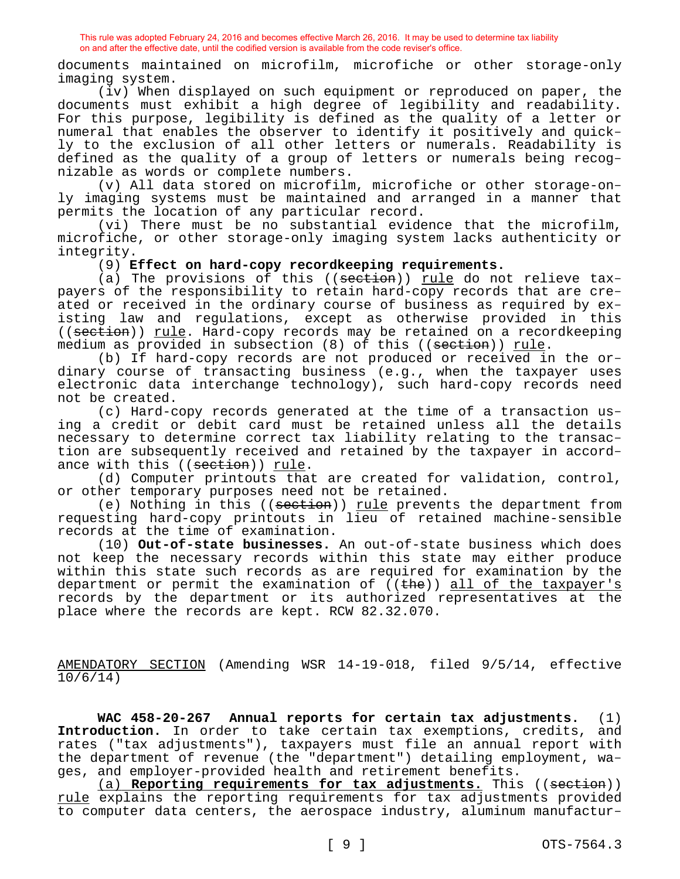documents maintained on microfilm, microfiche or other storage-only imaging system.

(iv) When displayed on such equipment or reproduced on paper, the documents must exhibit a high degree of legibility and readability. For this purpose, legibility is defined as the quality of a letter or numeral that enables the observer to identify it positively and quickly to the exclusion of all other letters or numerals. Readability is defined as the quality of a group of letters or numerals being recognizable as words or complete numbers.

(v) All data stored on microfilm, microfiche or other storage-only imaging systems must be maintained and arranged in a manner that permits the location of any particular record.

(vi) There must be no substantial evidence that the microfilm, microfiche, or other storage-only imaging system lacks authenticity or integrity.

(9) **Effect on hard-copy recordkeeping requirements.**

(a) The provisions of this ((~~section~~)) rule do not relieve taxpayers of the responsibility to retain hard-copy records that are created or received in the ordinary course of business as required by existing law and regulations, except as otherwise provided in this ((~~section~~)) rule. Hard-copy records may be retained on a recordkeeping medium as provided in subsection (8) of this ((~~section~~)) rule.

(b) If hard-copy records are not produced or received in the ordinary course of transacting business (e.g., when the taxpayer uses electronic data interchange technology), such hard-copy records need not be created.

(c) Hard-copy records generated at the time of a transaction using a credit or debit card must be retained unless all the details necessary to determine correct tax liability relating to the transaction are subsequently received and retained by the taxpayer in accordance with this ((~~section~~)) rule.

(d) Computer printouts that are created for validation, control, or other temporary purposes need not be retained.

(e) Nothing in this ((~~section~~)) rule prevents the department from requesting hard-copy printouts in lieu of retained machine-sensible records at the time of examination.

(10) **Out-of-state businesses.** An out-of-state business which does not keep the necessary records within this state may either produce within this state such records as are required for examination by the department or permit the examination of ((~~the~~)) all of the taxpayer's records by the department or its authorized representatives at the place where the records are kept. RCW 82.32.070.

AMENDATORY SECTION (Amending WSR 14-19-018, filed 9/5/14, effective 10/6/14)

**WAC 458-20-267 Annual reports for certain tax adjustments.** (1) **Introduction.** In order to take certain tax exemptions, credits, and rates ("tax adjustments"), taxpayers must file an annual report with the department of revenue (the "department") detailing employment, wages, and employer-provided health and retirement benefits.

(a) **Reporting requirements for tax adjustments.** This ((~~section~~)) rule explains the reporting requirements for tax adjustments provided to computer data centers, the aerospace industry, aluminum manufactur-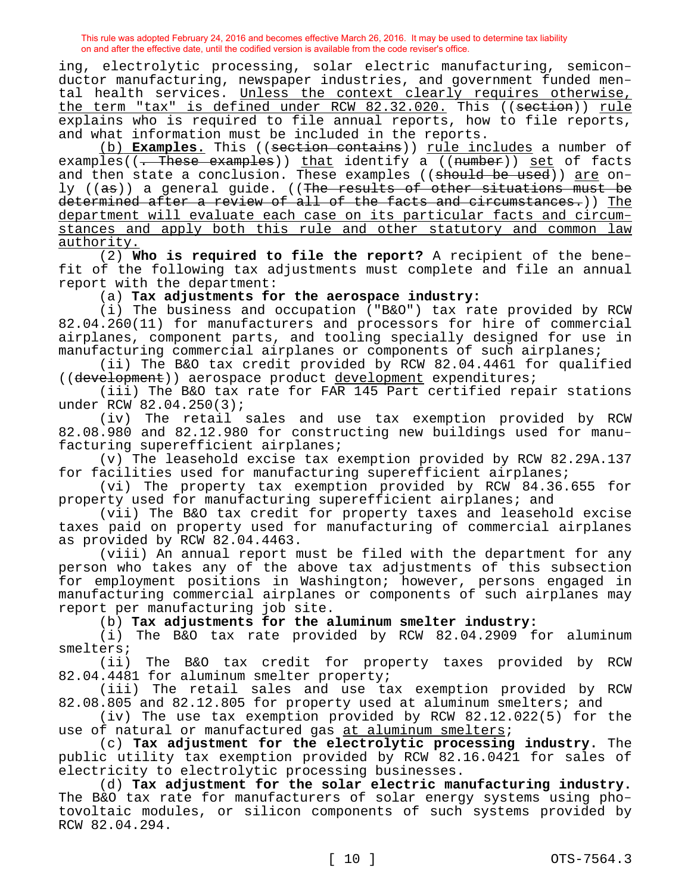ing, electrolytic processing, solar electric manufacturing, semiconductor manufacturing, newspaper industries, and government funded mental health services. Unless the context clearly requires otherwise, the term "tax" is defined under RCW 82.32.020. This ((~~section~~)) rule explains who is required to file annual reports, how to file reports, and what information must be included in the reports.

(b) **Examples.** This ((~~section contains~~)) rule includes a number of examples((~~. These examples~~)) that identify a ((~~number~~)) set of facts and then state a conclusion. These examples ((~~should be used~~)) are only ((~~as~~)) a general guide. ((~~The results of other situations must be determined after a review of all of the facts and circumstances.~~)) The department will evaluate each case on its particular facts and circumstances and apply both this rule and other statutory and common law authority.

(2) **Who is required to file the report?** A recipient of the benefit of the following tax adjustments must complete and file an annual report with the department:

(a) **Tax adjustments for the aerospace industry:**

(i) The business and occupation ("B&O") tax rate provided by RCW 82.04.260(11) for manufacturers and processors for hire of commercial airplanes, component parts, and tooling specially designed for use in manufacturing commercial airplanes or components of such airplanes;

(ii) The B&O tax credit provided by RCW 82.04.4461 for qualified ((~~development~~)) aerospace product development expenditures;

(iii) The B&O tax rate for FAR 145 Part certified repair stations under RCW 82.04.250(3);

(iv) The retail sales and use tax exemption provided by RCW 82.08.980 and 82.12.980 for constructing new buildings used for manufacturing superefficient airplanes;

(v) The leasehold excise tax exemption provided by RCW 82.29A.137 for facilities used for manufacturing superefficient airplanes;

(vi) The property tax exemption provided by RCW 84.36.655 for property used for manufacturing superefficient airplanes; and

(vii) The B&O tax credit for property taxes and leasehold excise taxes paid on property used for manufacturing of commercial airplanes as provided by RCW 82.04.4463.

(viii) An annual report must be filed with the department for any person who takes any of the above tax adjustments of this subsection for employment positions in Washington; however, persons engaged in manufacturing commercial airplanes or components of such airplanes may report per manufacturing job site.

(b) **Tax adjustments for the aluminum smelter industry:**

(i) The B&O tax rate provided by RCW 82.04.2909 for aluminum smelters;

(ii) The B&O tax credit for property taxes provided by RCW 82.04.4481 for aluminum smelter property;

(iii) The retail sales and use tax exemption provided by RCW 82.08.805 and 82.12.805 for property used at aluminum smelters; and

(iv) The use tax exemption provided by RCW 82.12.022(5) for the use of natural or manufactured gas at aluminum smelters;

(c) **Tax adjustment for the electrolytic processing industry.** The public utility tax exemption provided by RCW 82.16.0421 for sales of electricity to electrolytic processing businesses.

(d) **Tax adjustment for the solar electric manufacturing industry.** The B&O tax rate for manufacturers of solar energy systems using photovoltaic modules, or silicon components of such systems provided by RCW 82.04.294.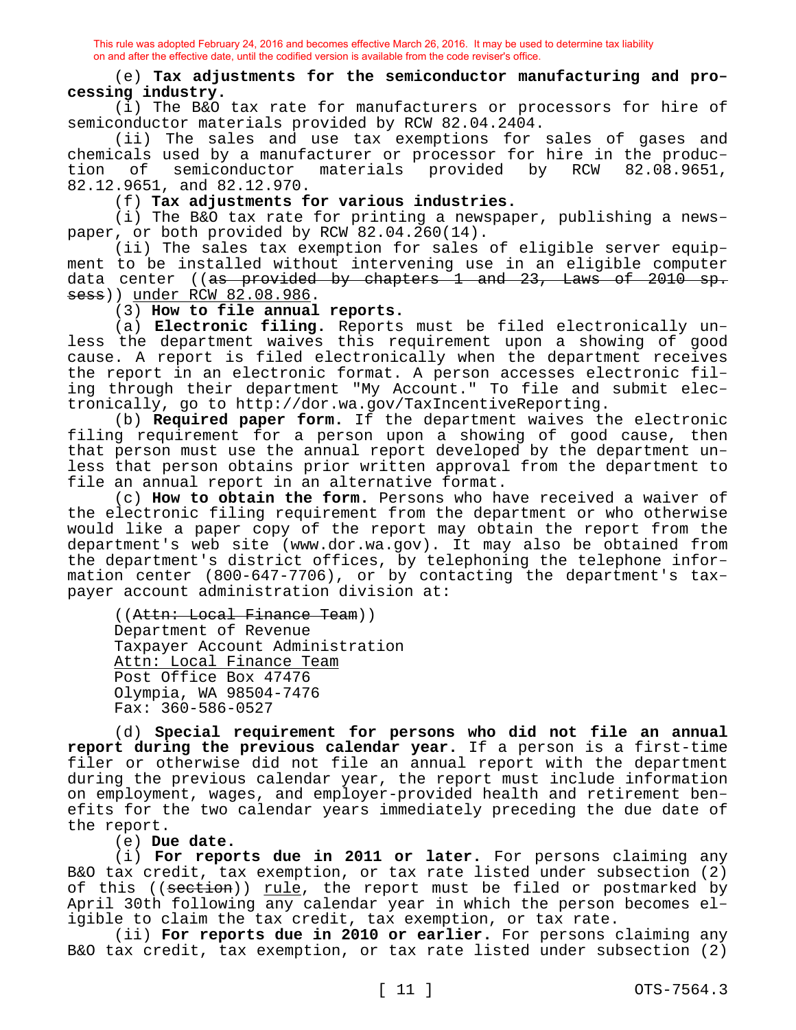This rule was adopted February 24, 2016 and becomes effective March 26, 2016. It may be used to determine tax liability on and after the effective date, until the codified version is available from the code reviser's office.

(e) **Tax adjustments for the semiconductor manufacturing and processing industry.**

(i) The B&O tax rate for manufacturers or processors for hire of semiconductor materials provided by RCW 82.04.2404.

(ii) The sales and use tax exemptions for sales of gases and chemicals used by a manufacturer or processor for hire in the production of semiconductor materials provided by RCW 82.08.9651, 82.12.9651, and 82.12.970.

(f) **Tax adjustments for various industries.**

(i) The B&O tax rate for printing a newspaper, publishing a newspaper, or both provided by RCW 82.04.260(14).

(ii) The sales tax exemption for sales of eligible server equipment to be installed without intervening use in an eligible computer data center ((~~as provided by chapters 1 and 23, Laws of 2010 sp. sess~~)) <u>under RCW 82.08.986</u>.

(3) **How to file annual reports.**

(a) **Electronic filing.** Reports must be filed electronically unless the department waives this requirement upon a showing of good cause. A report is filed electronically when the department receives the report in an electronic format. A person accesses electronic filing through their department "My Account." To file and submit electronically, go to http://dor.wa.gov/TaxIncentiveReporting.

(b) **Required paper form.** If the department waives the electronic filing requirement for a person upon a showing of good cause, then that person must use the annual report developed by the department unless that person obtains prior written approval from the department to file an annual report in an alternative format.

(c) **How to obtain the form.** Persons who have received a waiver of the electronic filing requirement from the department or who otherwise would like a paper copy of the report may obtain the report from the department's web site (www.dor.wa.gov). It may also be obtained from the department's district offices, by telephoning the telephone information center (800-647-7706), or by contacting the department's taxpayer account administration division at:

((~~Attn: Local Finance Team~~))
Department of Revenue
Taxpayer Account Administration
<u>Attn: Local Finance Team</u>
Post Office Box 47476
Olympia, WA 98504-7476
Fax: 360-586-0527

(d) **Special requirement for persons who did not file an annual report during the previous calendar year.** If a person is a first-time filer or otherwise did not file an annual report with the department during the previous calendar year, the report must include information on employment, wages, and employer-provided health and retirement benefits for the two calendar years immediately preceding the due date of the report.

(e) **Due date.**

(i) **For reports due in 2011 or later.** For persons claiming any B&O tax credit, tax exemption, or tax rate listed under subsection (2) of this ((~~section~~)) <u>rule</u>, the report must be filed or postmarked by April 30th following any calendar year in which the person becomes eligible to claim the tax credit, tax exemption, or tax rate.

(ii) **For reports due in 2010 or earlier.** For persons claiming any B&O tax credit, tax exemption, or tax rate listed under subsection (2)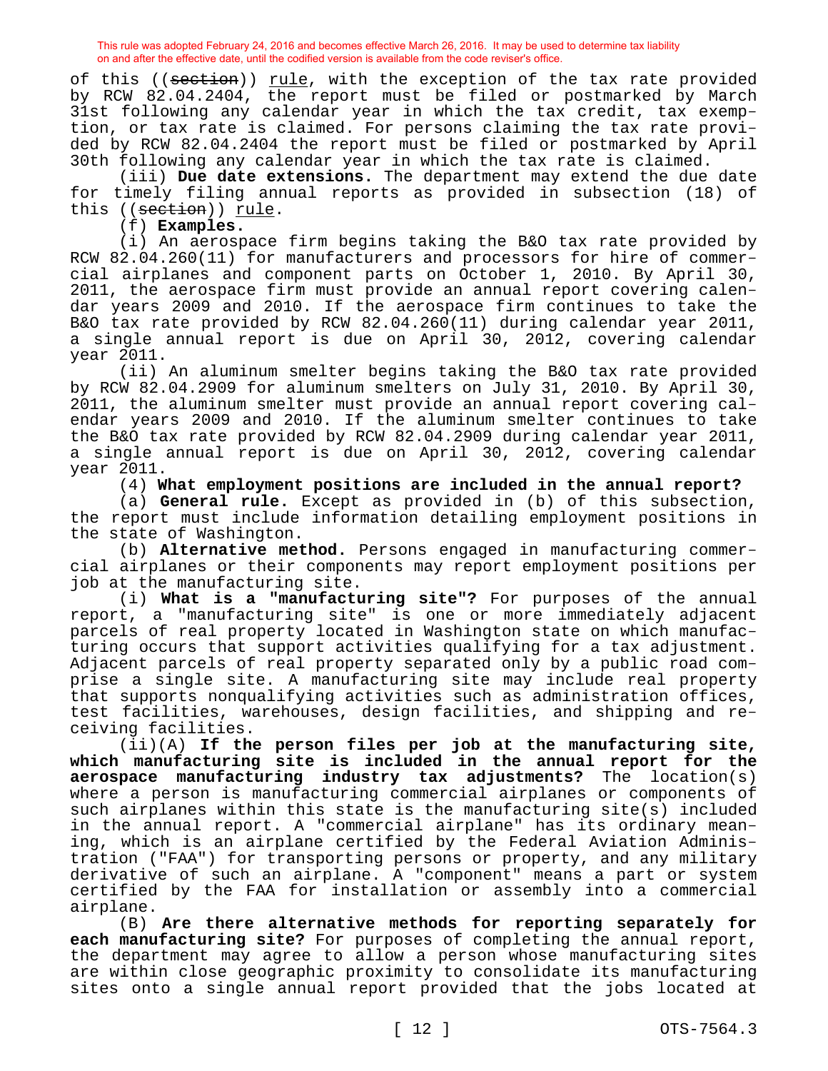of this ((~~section~~)) rule, with the exception of the tax rate provided by RCW 82.04.2404, the report must be filed or postmarked by March 31st following any calendar year in which the tax credit, tax exemption, or tax rate is claimed. For persons claiming the tax rate provided by RCW 82.04.2404 the report must be filed or postmarked by April 30th following any calendar year in which the tax rate is claimed.

(iii) **Due date extensions.** The department may extend the due date for timely filing annual reports as provided in subsection (18) of this ((~~section~~)) rule.

(f) **Examples.**

(i) An aerospace firm begins taking the B&O tax rate provided by RCW 82.04.260(11) for manufacturers and processors for hire of commercial airplanes and component parts on October 1, 2010. By April 30, 2011, the aerospace firm must provide an annual report covering calendar years 2009 and 2010. If the aerospace firm continues to take the B&O tax rate provided by RCW 82.04.260(11) during calendar year 2011, a single annual report is due on April 30, 2012, covering calendar year 2011.

(ii) An aluminum smelter begins taking the B&O tax rate provided by RCW 82.04.2909 for aluminum smelters on July 31, 2010. By April 30, 2011, the aluminum smelter must provide an annual report covering calendar years 2009 and 2010. If the aluminum smelter continues to take the B&O tax rate provided by RCW 82.04.2909 during calendar year 2011, a single annual report is due on April 30, 2012, covering calendar year 2011.

(4) **What employment positions are included in the annual report?**

(a) **General rule.** Except as provided in (b) of this subsection, the report must include information detailing employment positions in the state of Washington.

(b) **Alternative method.** Persons engaged in manufacturing commercial airplanes or their components may report employment positions per job at the manufacturing site.

(i) **What is a "manufacturing site"?** For purposes of the annual report, a "manufacturing site" is one or more immediately adjacent parcels of real property located in Washington state on which manufacturing occurs that support activities qualifying for a tax adjustment. Adjacent parcels of real property separated only by a public road comprise a single site. A manufacturing site may include real property that supports nonqualifying activities such as administration offices, test facilities, warehouses, design facilities, and shipping and receiving facilities.

(ii)(A) **If the person files per job at the manufacturing site, which manufacturing site is included in the annual report for the aerospace manufacturing industry tax adjustments?** The location(s) where a person is manufacturing commercial airplanes or components of such airplanes within this state is the manufacturing site(s) included in the annual report. A "commercial airplane" has its ordinary meaning, which is an airplane certified by the Federal Aviation Administration ("FAA") for transporting persons or property, and any military derivative of such an airplane. A "component" means a part or system certified by the FAA for installation or assembly into a commercial airplane.

(B) **Are there alternative methods for reporting separately for each manufacturing site?** For purposes of completing the annual report, the department may agree to allow a person whose manufacturing sites are within close geographic proximity to consolidate its manufacturing sites onto a single annual report provided that the jobs located at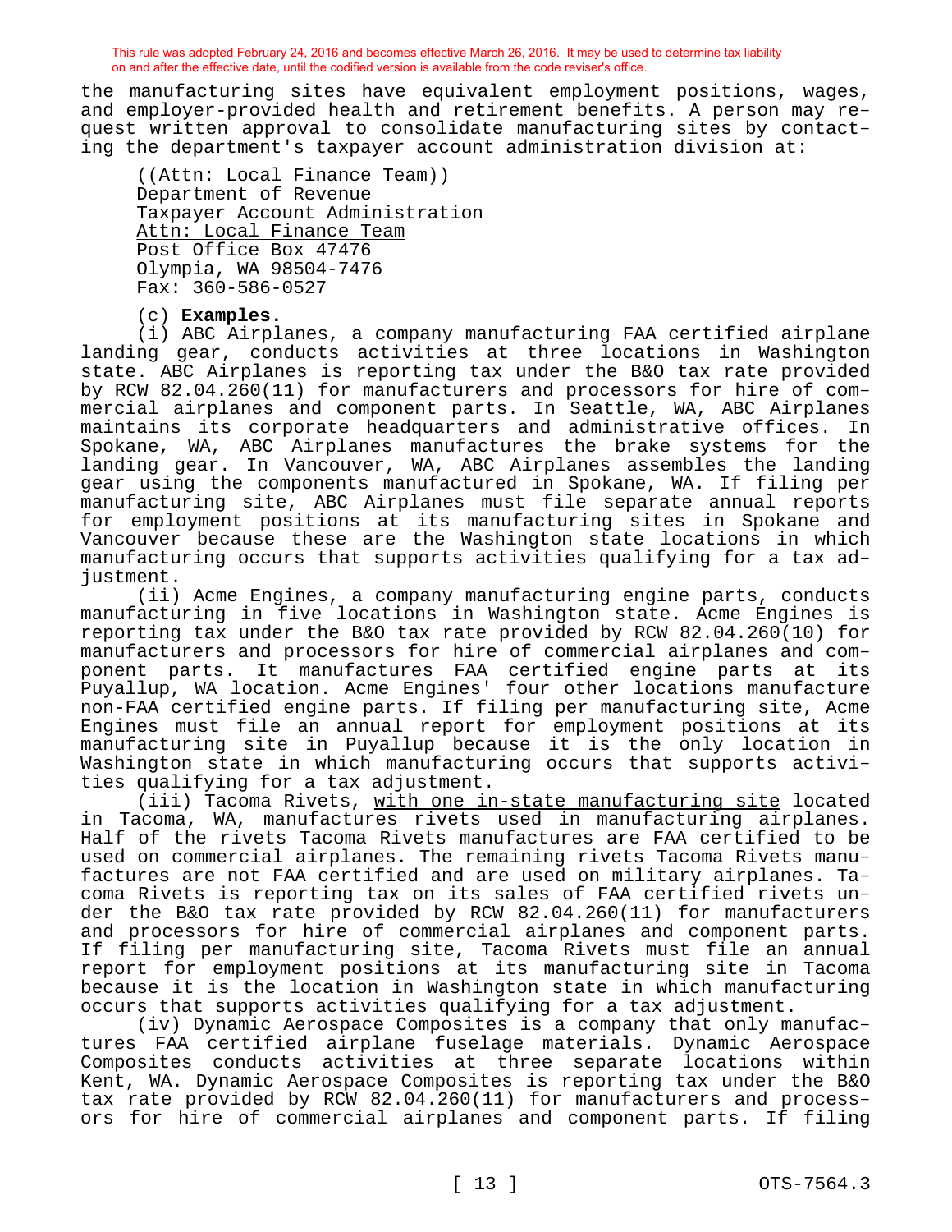the manufacturing sites have equivalent employment positions, wages, and employer-provided health and retirement benefits. A person may request written approval to consolidate manufacturing sites by contacting the department's taxpayer account administration division at:

((~~Attn: Local Finance Team~~))
Department of Revenue
Taxpayer Account Administration
<u>Attn: Local Finance Team</u>
Post Office Box 47476
Olympia, WA 98504-7476
Fax: 360-586-0527

(c) **Examples.**

(i) ABC Airplanes, a company manufacturing FAA certified airplane landing gear, conducts activities at three locations in Washington state. ABC Airplanes is reporting tax under the B&O tax rate provided by RCW 82.04.260(11) for manufacturers and processors for hire of commercial airplanes and component parts. In Seattle, WA, ABC Airplanes maintains its corporate headquarters and administrative offices. In Spokane, WA, ABC Airplanes manufactures the brake systems for the landing gear. In Vancouver, WA, ABC Airplanes assembles the landing gear using the components manufactured in Spokane, WA. If filing per manufacturing site, ABC Airplanes must file separate annual reports for employment positions at its manufacturing sites in Spokane and Vancouver because these are the Washington state locations in which manufacturing occurs that supports activities qualifying for a tax adjustment.

(ii) Acme Engines, a company manufacturing engine parts, conducts manufacturing in five locations in Washington state. Acme Engines is reporting tax under the B&O tax rate provided by RCW 82.04.260(10) for manufacturers and processors for hire of commercial airplanes and component parts. It manufactures FAA certified engine parts at its Puyallup, WA location. Acme Engines' four other locations manufacture non-FAA certified engine parts. If filing per manufacturing site, Acme Engines must file an annual report for employment positions at its manufacturing site in Puyallup because it is the only location in Washington state in which manufacturing occurs that supports activities qualifying for a tax adjustment.

(iii) Tacoma Rivets, <u>with one in-state manufacturing site</u> located in Tacoma, WA, manufactures rivets used in manufacturing airplanes. Half of the rivets Tacoma Rivets manufactures are FAA certified to be used on commercial airplanes. The remaining rivets Tacoma Rivets manufactures are not FAA certified and are used on military airplanes. Tacoma Rivets is reporting tax on its sales of FAA certified rivets under the B&O tax rate provided by RCW 82.04.260(11) for manufacturers and processors for hire of commercial airplanes and component parts. If filing per manufacturing site, Tacoma Rivets must file an annual report for employment positions at its manufacturing site in Tacoma because it is the location in Washington state in which manufacturing occurs that supports activities qualifying for a tax adjustment.

(iv) Dynamic Aerospace Composites is a company that only manufactures FAA certified airplane fuselage materials. Dynamic Aerospace Composites conducts activities at three separate locations within Kent, WA. Dynamic Aerospace Composites is reporting tax under the B&O tax rate provided by RCW 82.04.260(11) for manufacturers and processors for hire of commercial airplanes and component parts. If filing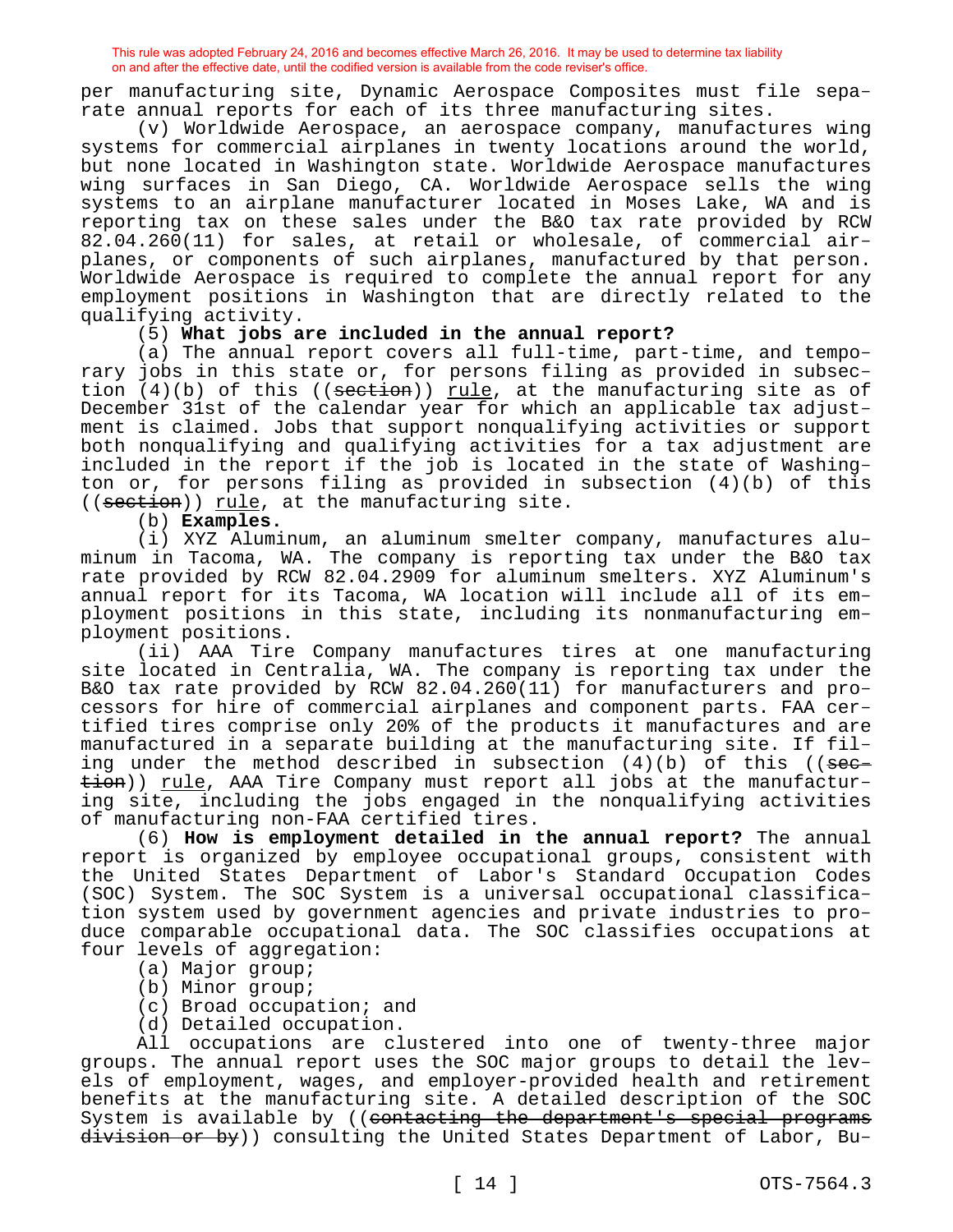per manufacturing site, Dynamic Aerospace Composites must file separate annual reports for each of its three manufacturing sites.

(v) Worldwide Aerospace, an aerospace company, manufactures wing systems for commercial airplanes in twenty locations around the world, but none located in Washington state. Worldwide Aerospace manufactures wing surfaces in San Diego, CA. Worldwide Aerospace sells the wing systems to an airplane manufacturer located in Moses Lake, WA and is reporting tax on these sales under the B&O tax rate provided by RCW 82.04.260(11) for sales, at retail or wholesale, of commercial airplanes, or components of such airplanes, manufactured by that person. Worldwide Aerospace is required to complete the annual report for any employment positions in Washington that are directly related to the qualifying activity.

(5) **What jobs are included in the annual report?**

(a) The annual report covers all full-time, part-time, and temporary jobs in this state or, for persons filing as provided in subsection (4)(b) of this ((~~section~~)) rule, at the manufacturing site as of December 31st of the calendar year for which an applicable tax adjustment is claimed. Jobs that support nonqualifying activities or support both nonqualifying and qualifying activities for a tax adjustment are included in the report if the job is located in the state of Washington or, for persons filing as provided in subsection (4)(b) of this ((~~section~~)) rule, at the manufacturing site.

(b) **Examples.**

(i) XYZ Aluminum, an aluminum smelter company, manufactures aluminum in Tacoma, WA. The company is reporting tax under the B&O tax rate provided by RCW 82.04.2909 for aluminum smelters. XYZ Aluminum's annual report for its Tacoma, WA location will include all of its employment positions in this state, including its nonmanufacturing employment positions.

(ii) AAA Tire Company manufactures tires at one manufacturing site located in Centralia, WA. The company is reporting tax under the B&O tax rate provided by RCW 82.04.260(11) for manufacturers and processors for hire of commercial airplanes and component parts. FAA certified tires comprise only 20% of the products it manufactures and are manufactured in a separate building at the manufacturing site. If filing under the method described in subsection (4)(b) of this ((~~section~~)) rule, AAA Tire Company must report all jobs at the manufacturing site, including the jobs engaged in the nonqualifying activities of manufacturing non-FAA certified tires.

(6) **How is employment detailed in the annual report?** The annual report is organized by employee occupational groups, consistent with the United States Department of Labor's Standard Occupation Codes (SOC) System. The SOC System is a universal occupational classification system used by government agencies and private industries to produce comparable occupational data. The SOC classifies occupations at four levels of aggregation:

(a) Major group;

(b) Minor group;

(c) Broad occupation; and

(d) Detailed occupation.

All occupations are clustered into one of twenty-three major groups. The annual report uses the SOC major groups to detail the levels of employment, wages, and employer-provided health and retirement benefits at the manufacturing site. A detailed description of the SOC System is available by ((~~contacting the department's special programs division or by~~)) consulting the United States Department of Labor, Bu-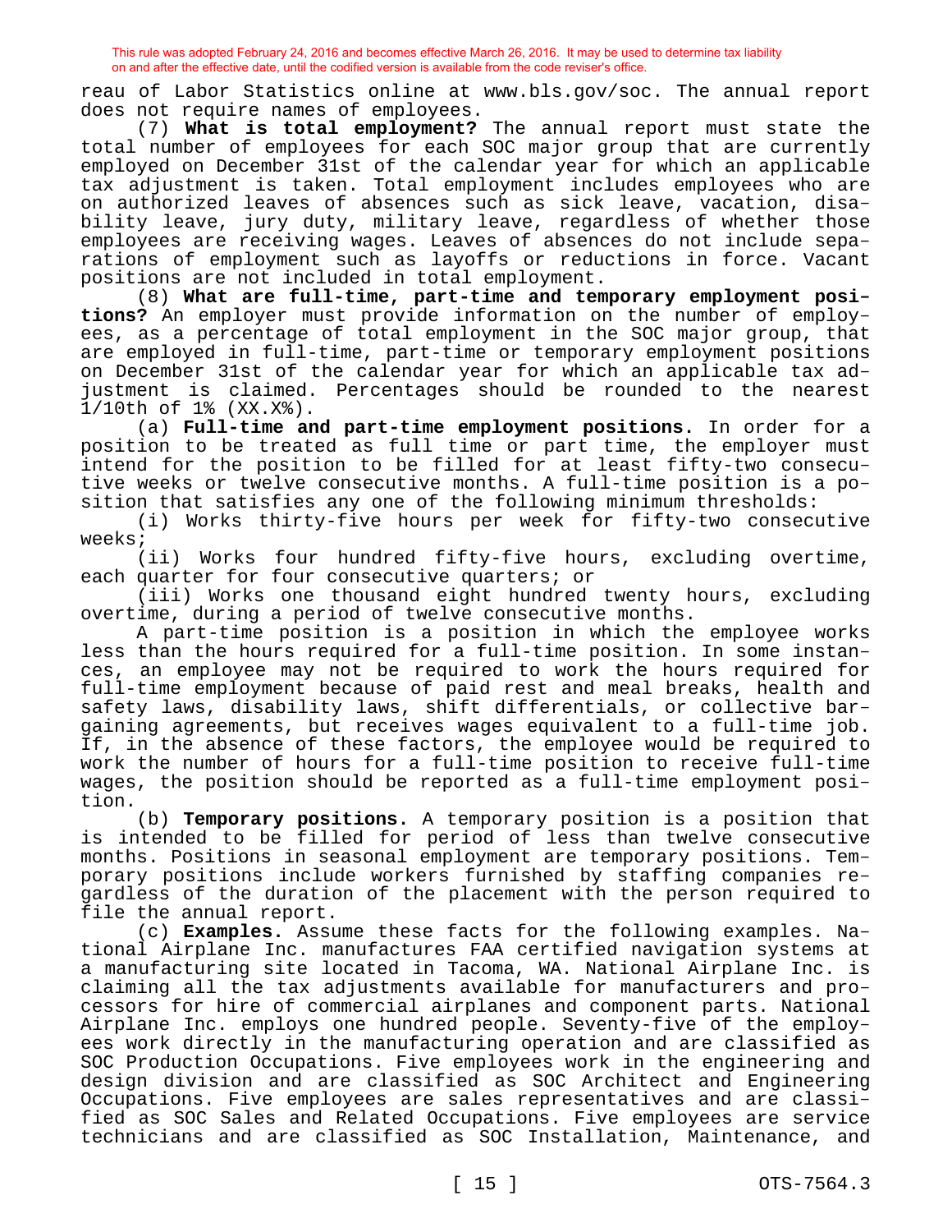reau of Labor Statistics online at www.bls.gov/soc. The annual report does not require names of employees.

(7) **What is total employment?** The annual report must state the total number of employees for each SOC major group that are currently employed on December 31st of the calendar year for which an applicable tax adjustment is taken. Total employment includes employees who are on authorized leaves of absences such as sick leave, vacation, disability leave, jury duty, military leave, regardless of whether those employees are receiving wages. Leaves of absences do not include separations of employment such as layoffs or reductions in force. Vacant positions are not included in total employment.

(8) **What are full-time, part-time and temporary employment positions?** An employer must provide information on the number of employees, as a percentage of total employment in the SOC major group, that are employed in full-time, part-time or temporary employment positions on December 31st of the calendar year for which an applicable tax adjustment is claimed. Percentages should be rounded to the nearest 1/10th of 1% (XX.X%).

(a) **Full-time and part-time employment positions.** In order for a position to be treated as full time or part time, the employer must intend for the position to be filled for at least fifty-two consecutive weeks or twelve consecutive months. A full-time position is a position that satisfies any one of the following minimum thresholds:

(i) Works thirty-five hours per week for fifty-two consecutive weeks;

(ii) Works four hundred fifty-five hours, excluding overtime, each quarter for four consecutive quarters; or

(iii) Works one thousand eight hundred twenty hours, excluding overtime, during a period of twelve consecutive months.

A part-time position is a position in which the employee works less than the hours required for a full-time position. In some instances, an employee may not be required to work the hours required for full-time employment because of paid rest and meal breaks, health and safety laws, disability laws, shift differentials, or collective bargaining agreements, but receives wages equivalent to a full-time job. If, in the absence of these factors, the employee would be required to work the number of hours for a full-time position to receive full-time wages, the position should be reported as a full-time employment position.

(b) **Temporary positions.** A temporary position is a position that is intended to be filled for period of less than twelve consecutive months. Positions in seasonal employment are temporary positions. Temporary positions include workers furnished by staffing companies regardless of the duration of the placement with the person required to file the annual report.

(c) **Examples.** Assume these facts for the following examples. National Airplane Inc. manufactures FAA certified navigation systems at a manufacturing site located in Tacoma, WA. National Airplane Inc. is claiming all the tax adjustments available for manufacturers and processors for hire of commercial airplanes and component parts. National Airplane Inc. employs one hundred people. Seventy-five of the employees work directly in the manufacturing operation and are classified as SOC Production Occupations. Five employees work in the engineering and design division and are classified as SOC Architect and Engineering Occupations. Five employees are sales representatives and are classified as SOC Sales and Related Occupations. Five employees are service technicians and are classified as SOC Installation, Maintenance, and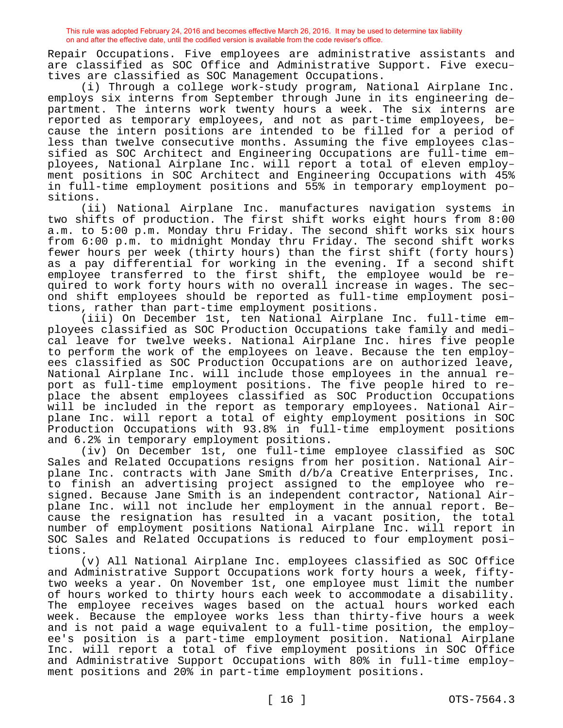Repair Occupations. Five employees are administrative assistants and are classified as SOC Office and Administrative Support. Five executives are classified as SOC Management Occupations.

(i) Through a college work-study program, National Airplane Inc. employs six interns from September through June in its engineering department. The interns work twenty hours a week. The six interns are reported as temporary employees, and not as part-time employees, because the intern positions are intended to be filled for a period of less than twelve consecutive months. Assuming the five employees classified as SOC Architect and Engineering Occupations are full-time employees, National Airplane Inc. will report a total of eleven employment positions in SOC Architect and Engineering Occupations with 45% in full-time employment positions and 55% in temporary employment positions.

(ii) National Airplane Inc. manufactures navigation systems in two shifts of production. The first shift works eight hours from 8:00 a.m. to 5:00 p.m. Monday thru Friday. The second shift works six hours from 6:00 p.m. to midnight Monday thru Friday. The second shift works fewer hours per week (thirty hours) than the first shift (forty hours) as a pay differential for working in the evening. If a second shift employee transferred to the first shift, the employee would be required to work forty hours with no overall increase in wages. The second shift employees should be reported as full-time employment positions, rather than part-time employment positions.

(iii) On December 1st, ten National Airplane Inc. full-time employees classified as SOC Production Occupations take family and medical leave for twelve weeks. National Airplane Inc. hires five people to perform the work of the employees on leave. Because the ten employees classified as SOC Production Occupations are on authorized leave, National Airplane Inc. will include those employees in the annual report as full-time employment positions. The five people hired to replace the absent employees classified as SOC Production Occupations will be included in the report as temporary employees. National Airplane Inc. will report a total of eighty employment positions in SOC Production Occupations with 93.8% in full-time employment positions and 6.2% in temporary employment positions.

(iv) On December 1st, one full-time employee classified as SOC Sales and Related Occupations resigns from her position. National Airplane Inc. contracts with Jane Smith d/b/a Creative Enterprises, Inc. to finish an advertising project assigned to the employee who resigned. Because Jane Smith is an independent contractor, National Airplane Inc. will not include her employment in the annual report. Because the resignation has resulted in a vacant position, the total number of employment positions National Airplane Inc. will report in SOC Sales and Related Occupations is reduced to four employment positions.

(v) All National Airplane Inc. employees classified as SOC Office and Administrative Support Occupations work forty hours a week, fifty-two weeks a year. On November 1st, one employee must limit the number of hours worked to thirty hours each week to accommodate a disability. The employee receives wages based on the actual hours worked each week. Because the employee works less than thirty-five hours a week and is not paid a wage equivalent to a full-time position, the employee's position is a part-time employment position. National Airplane Inc. will report a total of five employment positions in SOC Office and Administrative Support Occupations with 80% in full-time employment positions and 20% in part-time employment positions.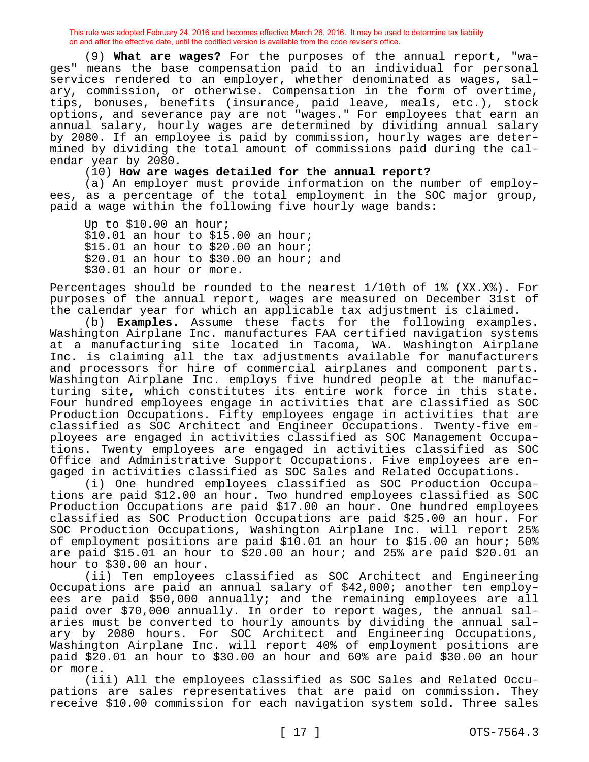This rule was adopted February 24, 2016 and becomes effective March 26, 2016. It may be used to determine tax liability on and after the effective date, until the codified version is available from the code reviser's office.

(9) **What are wages?** For the purposes of the annual report, "wages" means the base compensation paid to an individual for personal services rendered to an employer, whether denominated as wages, salary, commission, or otherwise. Compensation in the form of overtime, tips, bonuses, benefits (insurance, paid leave, meals, etc.), stock options, and severance pay are not "wages." For employees that earn an annual salary, hourly wages are determined by dividing annual salary by 2080. If an employee is paid by commission, hourly wages are determined by dividing the total amount of commissions paid during the calendar year by 2080.

(10) **How are wages detailed for the annual report?**

(a) An employer must provide information on the number of employees, as a percentage of the total employment in the SOC major group, paid a wage within the following five hourly wage bands:

Up to $10.00 an hour;
$10.01 an hour to $15.00 an hour;
$15.01 an hour to $20.00 an hour;
$20.01 an hour to $30.00 an hour; and
$30.01 an hour or more.

Percentages should be rounded to the nearest 1/10th of 1% (XX.X%). For purposes of the annual report, wages are measured on December 31st of the calendar year for which an applicable tax adjustment is claimed.

(b) **Examples.** Assume these facts for the following examples. Washington Airplane Inc. manufactures FAA certified navigation systems at a manufacturing site located in Tacoma, WA. Washington Airplane Inc. is claiming all the tax adjustments available for manufacturers and processors for hire of commercial airplanes and component parts. Washington Airplane Inc. employs five hundred people at the manufacturing site, which constitutes its entire work force in this state. Four hundred employees engage in activities that are classified as SOC Production Occupations. Fifty employees engage in activities that are classified as SOC Architect and Engineer Occupations. Twenty-five employees are engaged in activities classified as SOC Management Occupations. Twenty employees are engaged in activities classified as SOC Office and Administrative Support Occupations. Five employees are engaged in activities classified as SOC Sales and Related Occupations.

(i) One hundred employees classified as SOC Production Occupations are paid $12.00 an hour. Two hundred employees classified as SOC Production Occupations are paid $17.00 an hour. One hundred employees classified as SOC Production Occupations are paid $25.00 an hour. For SOC Production Occupations, Washington Airplane Inc. will report 25% of employment positions are paid $10.01 an hour to $15.00 an hour; 50% are paid $15.01 an hour to $20.00 an hour; and 25% are paid $20.01 an hour to $30.00 an hour.

(ii) Ten employees classified as SOC Architect and Engineering Occupations are paid an annual salary of $42,000; another ten employees are paid $50,000 annually; and the remaining employees are all paid over $70,000 annually. In order to report wages, the annual salaries must be converted to hourly amounts by dividing the annual salary by 2080 hours. For SOC Architect and Engineering Occupations, Washington Airplane Inc. will report 40% of employment positions are paid $20.01 an hour to $30.00 an hour and 60% are paid $30.00 an hour or more.

(iii) All the employees classified as SOC Sales and Related Occupations are sales representatives that are paid on commission. They receive $10.00 commission for each navigation system sold. Three sales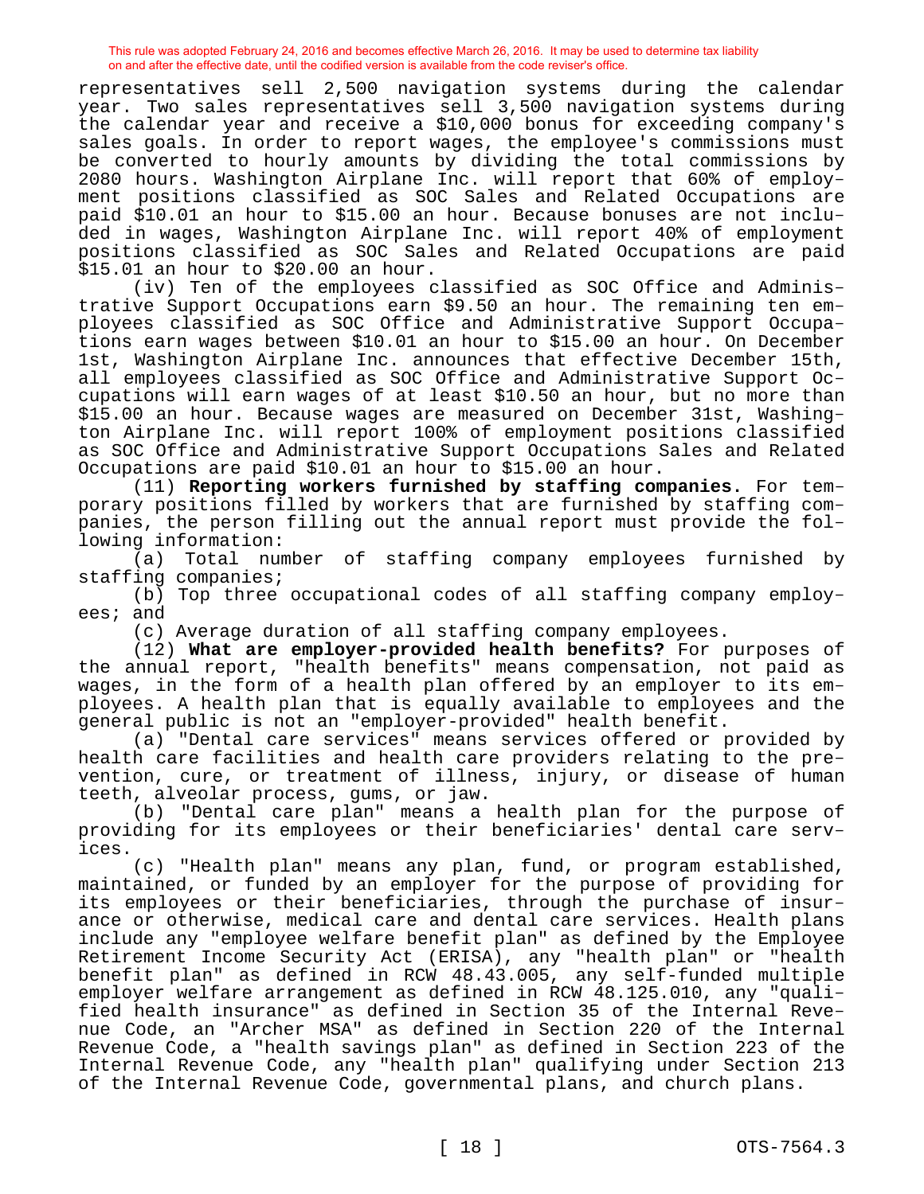representatives sell 2,500 navigation systems during the calendar year. Two sales representatives sell 3,500 navigation systems during the calendar year and receive a $10,000 bonus for exceeding company's sales goals. In order to report wages, the employee's commissions must be converted to hourly amounts by dividing the total commissions by 2080 hours. Washington Airplane Inc. will report that 60% of employment positions classified as SOC Sales and Related Occupations are paid $10.01 an hour to $15.00 an hour. Because bonuses are not included in wages, Washington Airplane Inc. will report 40% of employment positions classified as SOC Sales and Related Occupations are paid $15.01 an hour to $20.00 an hour.

(iv) Ten of the employees classified as SOC Office and Administrative Support Occupations earn $9.50 an hour. The remaining ten employees classified as SOC Office and Administrative Support Occupations earn wages between $10.01 an hour to $15.00 an hour. On December 1st, Washington Airplane Inc. announces that effective December 15th, all employees classified as SOC Office and Administrative Support Occupations will earn wages of at least $10.50 an hour, but no more than $15.00 an hour. Because wages are measured on December 31st, Washington Airplane Inc. will report 100% of employment positions classified as SOC Office and Administrative Support Occupations Sales and Related Occupations are paid $10.01 an hour to $15.00 an hour.

(11) **Reporting workers furnished by staffing companies.** For temporary positions filled by workers that are furnished by staffing companies, the person filling out the annual report must provide the following information:

(a) Total number of staffing company employees furnished by staffing companies;

(b) Top three occupational codes of all staffing company employees; and

(c) Average duration of all staffing company employees.

(12) **What are employer-provided health benefits?** For purposes of the annual report, "health benefits" means compensation, not paid as wages, in the form of a health plan offered by an employer to its employees. A health plan that is equally available to employees and the general public is not an "employer-provided" health benefit.

(a) "Dental care services" means services offered or provided by health care facilities and health care providers relating to the prevention, cure, or treatment of illness, injury, or disease of human teeth, alveolar process, gums, or jaw.

(b) "Dental care plan" means a health plan for the purpose of providing for its employees or their beneficiaries' dental care services.

(c) "Health plan" means any plan, fund, or program established, maintained, or funded by an employer for the purpose of providing for its employees or their beneficiaries, through the purchase of insurance or otherwise, medical care and dental care services. Health plans include any "employee welfare benefit plan" as defined by the Employee Retirement Income Security Act (ERISA), any "health plan" or "health benefit plan" as defined in RCW 48.43.005, any self-funded multiple employer welfare arrangement as defined in RCW 48.125.010, any "qualified health insurance" as defined in Section 35 of the Internal Revenue Code, an "Archer MSA" as defined in Section 220 of the Internal Revenue Code, a "health savings plan" as defined in Section 223 of the Internal Revenue Code, any "health plan" qualifying under Section 213 of the Internal Revenue Code, governmental plans, and church plans.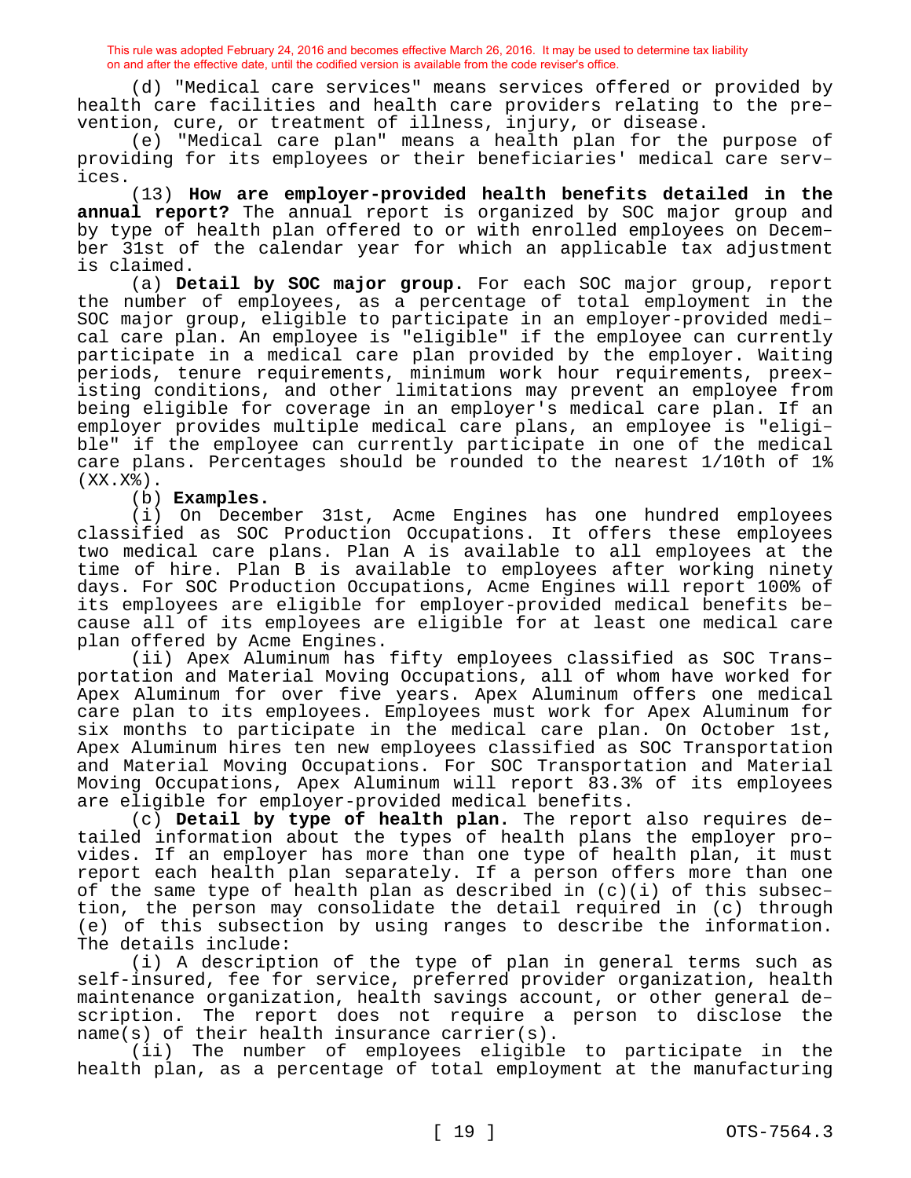This rule was adopted February 24, 2016 and becomes effective March 26, 2016. It may be used to determine tax liability on and after the effective date, until the codified version is available from the code reviser's office.

(d) "Medical care services" means services offered or provided by health care facilities and health care providers relating to the prevention, cure, or treatment of illness, injury, or disease.

(e) "Medical care plan" means a health plan for the purpose of providing for its employees or their beneficiaries' medical care services.

(13) **How are employer-provided health benefits detailed in the annual report?** The annual report is organized by SOC major group and by type of health plan offered to or with enrolled employees on December 31st of the calendar year for which an applicable tax adjustment is claimed.

(a) **Detail by SOC major group.** For each SOC major group, report the number of employees, as a percentage of total employment in the SOC major group, eligible to participate in an employer-provided medical care plan. An employee is "eligible" if the employee can currently participate in a medical care plan provided by the employer. Waiting periods, tenure requirements, minimum work hour requirements, preexisting conditions, and other limitations may prevent an employee from being eligible for coverage in an employer's medical care plan. If an employer provides multiple medical care plans, an employee is "eligible" if the employee can currently participate in one of the medical care plans. Percentages should be rounded to the nearest 1/10th of 1% (XX.X%).

(b) **Examples.**

(i) On December 31st, Acme Engines has one hundred employees classified as SOC Production Occupations. It offers these employees two medical care plans. Plan A is available to all employees at the time of hire. Plan B is available to employees after working ninety days. For SOC Production Occupations, Acme Engines will report 100% of its employees are eligible for employer-provided medical benefits because all of its employees are eligible for at least one medical care plan offered by Acme Engines.

(ii) Apex Aluminum has fifty employees classified as SOC Transportation and Material Moving Occupations, all of whom have worked for Apex Aluminum for over five years. Apex Aluminum offers one medical care plan to its employees. Employees must work for Apex Aluminum for six months to participate in the medical care plan. On October 1st, Apex Aluminum hires ten new employees classified as SOC Transportation and Material Moving Occupations. For SOC Transportation and Material Moving Occupations, Apex Aluminum will report 83.3% of its employees are eligible for employer-provided medical benefits.

(c) **Detail by type of health plan.** The report also requires detailed information about the types of health plans the employer provides. If an employer has more than one type of health plan, it must report each health plan separately. If a person offers more than one of the same type of health plan as described in (c)(i) of this subsection, the person may consolidate the detail required in (c) through (e) of this subsection by using ranges to describe the information. The details include:

(i) A description of the type of plan in general terms such as self-insured, fee for service, preferred provider organization, health maintenance organization, health savings account, or other general description. The report does not require a person to disclose the name(s) of their health insurance carrier(s).

(ii) The number of employees eligible to participate in the health plan, as a percentage of total employment at the manufacturing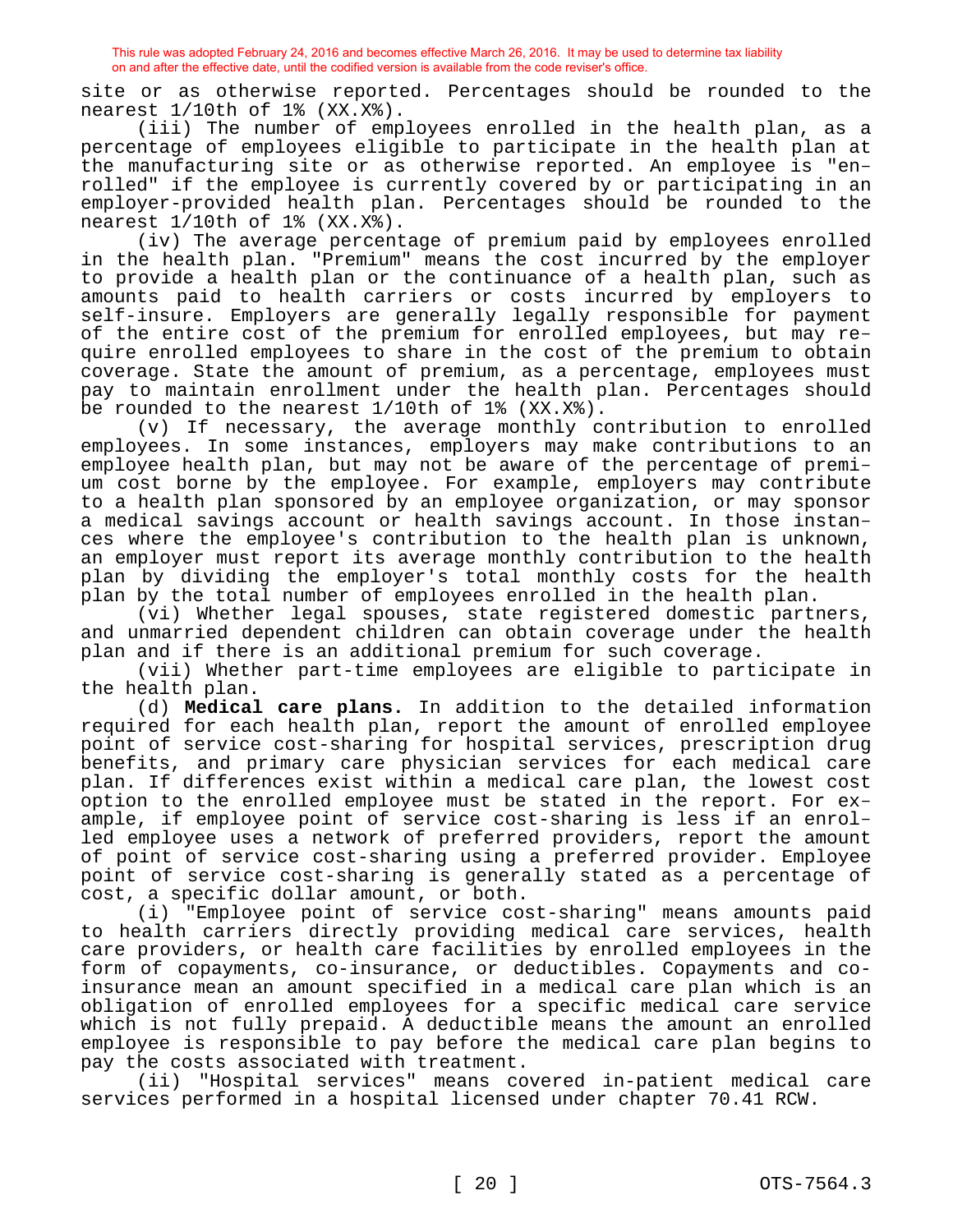site or as otherwise reported. Percentages should be rounded to the nearest 1/10th of 1% (XX.X%).

(iii) The number of employees enrolled in the health plan, as a percentage of employees eligible to participate in the health plan at the manufacturing site or as otherwise reported. An employee is "enrolled" if the employee is currently covered by or participating in an employer-provided health plan. Percentages should be rounded to the nearest 1/10th of 1% (XX.X%).

(iv) The average percentage of premium paid by employees enrolled in the health plan. "Premium" means the cost incurred by the employer to provide a health plan or the continuance of a health plan, such as amounts paid to health carriers or costs incurred by employers to self-insure. Employers are generally legally responsible for payment of the entire cost of the premium for enrolled employees, but may require enrolled employees to share in the cost of the premium to obtain coverage. State the amount of premium, as a percentage, employees must pay to maintain enrollment under the health plan. Percentages should be rounded to the nearest 1/10th of 1% (XX.X%).

(v) If necessary, the average monthly contribution to enrolled employees. In some instances, employers may make contributions to an employee health plan, but may not be aware of the percentage of premium cost borne by the employee. For example, employers may contribute to a health plan sponsored by an employee organization, or may sponsor a medical savings account or health savings account. In those instances where the employee's contribution to the health plan is unknown, an employer must report its average monthly contribution to the health plan by dividing the employer's total monthly costs for the health plan by the total number of employees enrolled in the health plan.

(vi) Whether legal spouses, state registered domestic partners, and unmarried dependent children can obtain coverage under the health plan and if there is an additional premium for such coverage.

(vii) Whether part-time employees are eligible to participate in the health plan.

(d) **Medical care plans.** In addition to the detailed information required for each health plan, report the amount of enrolled employee point of service cost-sharing for hospital services, prescription drug benefits, and primary care physician services for each medical care plan. If differences exist within a medical care plan, the lowest cost option to the enrolled employee must be stated in the report. For example, if employee point of service cost-sharing is less if an enrolled employee uses a network of preferred providers, report the amount of point of service cost-sharing using a preferred provider. Employee point of service cost-sharing is generally stated as a percentage of cost, a specific dollar amount, or both.

(i) "Employee point of service cost-sharing" means amounts paid to health carriers directly providing medical care services, health care providers, or health care facilities by enrolled employees in the form of copayments, co-insurance, or deductibles. Copayments and co-insurance mean an amount specified in a medical care plan which is an obligation of enrolled employees for a specific medical care service which is not fully prepaid. A deductible means the amount an enrolled employee is responsible to pay before the medical care plan begins to pay the costs associated with treatment.

(ii) "Hospital services" means covered in-patient medical care services performed in a hospital licensed under chapter 70.41 RCW.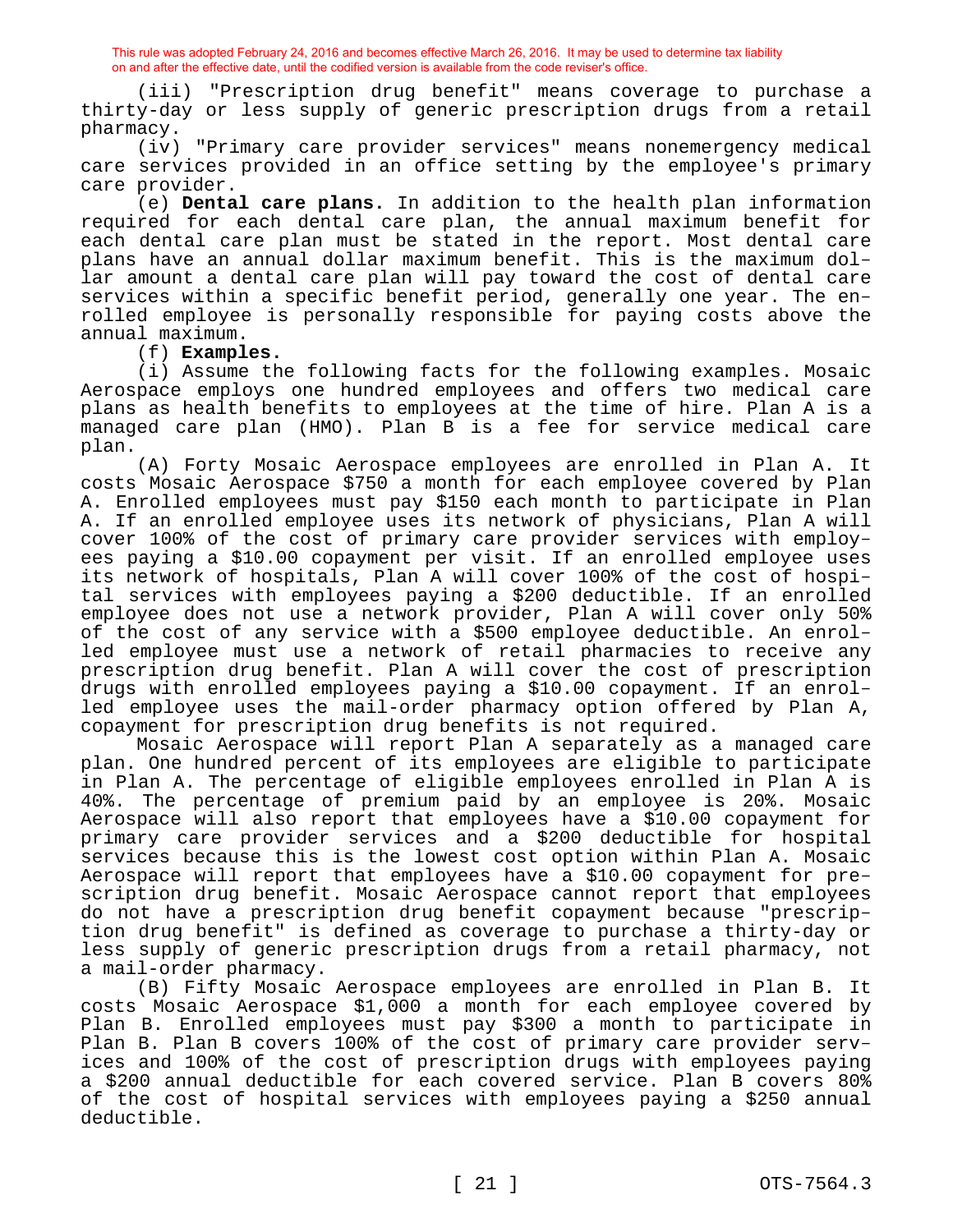(iii) "Prescription drug benefit" means coverage to purchase a thirty-day or less supply of generic prescription drugs from a retail pharmacy.

(iv) "Primary care provider services" means nonemergency medical care services provided in an office setting by the employee's primary care provider.

(e) **Dental care plans.** In addition to the health plan information required for each dental care plan, the annual maximum benefit for each dental care plan must be stated in the report. Most dental care plans have an annual dollar maximum benefit. This is the maximum dollar amount a dental care plan will pay toward the cost of dental care services within a specific benefit period, generally one year. The enrolled employee is personally responsible for paying costs above the annual maximum.

(f) **Examples.**

(i) Assume the following facts for the following examples. Mosaic Aerospace employs one hundred employees and offers two medical care plans as health benefits to employees at the time of hire. Plan A is a managed care plan (HMO). Plan B is a fee for service medical care plan.

(A) Forty Mosaic Aerospace employees are enrolled in Plan A. It costs Mosaic Aerospace $750 a month for each employee covered by Plan A. Enrolled employees must pay $150 each month to participate in Plan A. If an enrolled employee uses its network of physicians, Plan A will cover 100% of the cost of primary care provider services with employees paying a $10.00 copayment per visit. If an enrolled employee uses its network of hospitals, Plan A will cover 100% of the cost of hospital services with employees paying a $200 deductible. If an enrolled employee does not use a network provider, Plan A will cover only 50% of the cost of any service with a $500 employee deductible. An enrolled employee must use a network of retail pharmacies to receive any prescription drug benefit. Plan A will cover the cost of prescription drugs with enrolled employees paying a $10.00 copayment. If an enrolled employee uses the mail-order pharmacy option offered by Plan A, copayment for prescription drug benefits is not required.

Mosaic Aerospace will report Plan A separately as a managed care plan. One hundred percent of its employees are eligible to participate in Plan A. The percentage of eligible employees enrolled in Plan A is 40%. The percentage of premium paid by an employee is 20%. Mosaic Aerospace will also report that employees have a $10.00 copayment for primary care provider services and a $200 deductible for hospital services because this is the lowest cost option within Plan A. Mosaic Aerospace will report that employees have a $10.00 copayment for prescription drug benefit. Mosaic Aerospace cannot report that employees do not have a prescription drug benefit copayment because "prescription drug benefit" is defined as coverage to purchase a thirty-day or less supply of generic prescription drugs from a retail pharmacy, not a mail-order pharmacy.

(B) Fifty Mosaic Aerospace employees are enrolled in Plan B. It costs Mosaic Aerospace $1,000 a month for each employee covered by Plan B. Enrolled employees must pay $300 a month to participate in Plan B. Plan B covers 100% of the cost of primary care provider services and 100% of the cost of prescription drugs with employees paying a $200 annual deductible for each covered service. Plan B covers 80% of the cost of hospital services with employees paying a $250 annual deductible.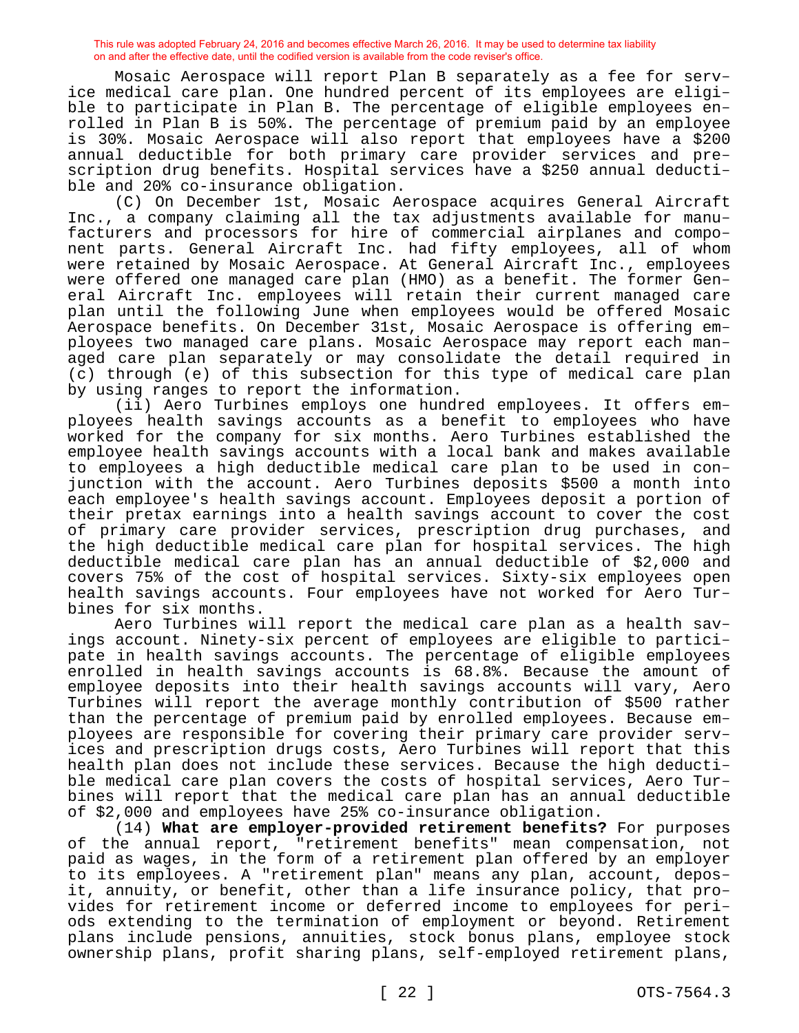Mosaic Aerospace will report Plan B separately as a fee for service medical care plan. One hundred percent of its employees are eligible to participate in Plan B. The percentage of eligible employees enrolled in Plan B is 50%. The percentage of premium paid by an employee is 30%. Mosaic Aerospace will also report that employees have a $200 annual deductible for both primary care provider services and prescription drug benefits. Hospital services have a $250 annual deductible and 20% co-insurance obligation.

(C) On December 1st, Mosaic Aerospace acquires General Aircraft Inc., a company claiming all the tax adjustments available for manufacturers and processors for hire of commercial airplanes and component parts. General Aircraft Inc. had fifty employees, all of whom were retained by Mosaic Aerospace. At General Aircraft Inc., employees were offered one managed care plan (HMO) as a benefit. The former General Aircraft Inc. employees will retain their current managed care plan until the following June when employees would be offered Mosaic Aerospace benefits. On December 31st, Mosaic Aerospace is offering employees two managed care plans. Mosaic Aerospace may report each managed care plan separately or may consolidate the detail required in (c) through (e) of this subsection for this type of medical care plan by using ranges to report the information.

(ii) Aero Turbines employs one hundred employees. It offers employees health savings accounts as a benefit to employees who have worked for the company for six months. Aero Turbines established the employee health savings accounts with a local bank and makes available to employees a high deductible medical care plan to be used in conjunction with the account. Aero Turbines deposits $500 a month into each employee's health savings account. Employees deposit a portion of their pretax earnings into a health savings account to cover the cost of primary care provider services, prescription drug purchases, and the high deductible medical care plan for hospital services. The high deductible medical care plan has an annual deductible of $2,000 and covers 75% of the cost of hospital services. Sixty-six employees open health savings accounts. Four employees have not worked for Aero Turbines for six months.

Aero Turbines will report the medical care plan as a health savings account. Ninety-six percent of employees are eligible to participate in health savings accounts. The percentage of eligible employees enrolled in health savings accounts is 68.8%. Because the amount of employee deposits into their health savings accounts will vary, Aero Turbines will report the average monthly contribution of $500 rather than the percentage of premium paid by enrolled employees. Because employees are responsible for covering their primary care provider services and prescription drugs costs, Aero Turbines will report that this health plan does not include these services. Because the high deductible medical care plan covers the costs of hospital services, Aero Turbines will report that the medical care plan has an annual deductible of $2,000 and employees have 25% co-insurance obligation.

(14) **What are employer-provided retirement benefits?** For purposes of the annual report, "retirement benefits" mean compensation, not paid as wages, in the form of a retirement plan offered by an employer to its employees. A "retirement plan" means any plan, account, deposit, annuity, or benefit, other than a life insurance policy, that provides for retirement income or deferred income to employees for periods extending to the termination of employment or beyond. Retirement plans include pensions, annuities, stock bonus plans, employee stock ownership plans, profit sharing plans, self-employed retirement plans,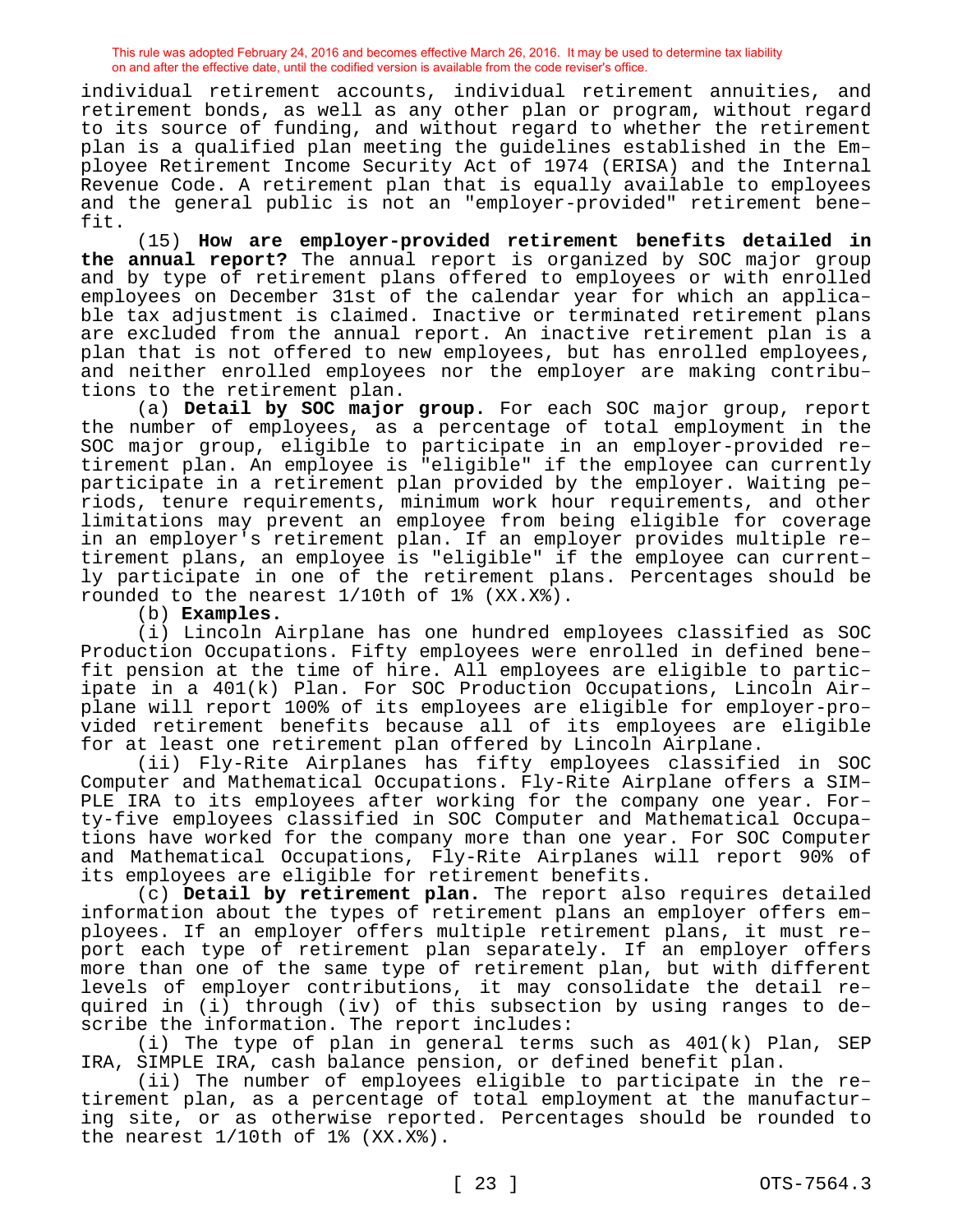individual retirement accounts, individual retirement annuities, and retirement bonds, as well as any other plan or program, without regard to its source of funding, and without regard to whether the retirement plan is a qualified plan meeting the guidelines established in the Employee Retirement Income Security Act of 1974 (ERISA) and the Internal Revenue Code. A retirement plan that is equally available to employees and the general public is not an "employer-provided" retirement benefit.

(15) **How are employer-provided retirement benefits detailed in the annual report?** The annual report is organized by SOC major group and by type of retirement plans offered to employees or with enrolled employees on December 31st of the calendar year for which an applicable tax adjustment is claimed. Inactive or terminated retirement plans are excluded from the annual report. An inactive retirement plan is a plan that is not offered to new employees, but has enrolled employees, and neither enrolled employees nor the employer are making contributions to the retirement plan.

(a) **Detail by SOC major group.** For each SOC major group, report the number of employees, as a percentage of total employment in the SOC major group, eligible to participate in an employer-provided retirement plan. An employee is "eligible" if the employee can currently participate in a retirement plan provided by the employer. Waiting periods, tenure requirements, minimum work hour requirements, and other limitations may prevent an employee from being eligible for coverage in an employer's retirement plan. If an employer provides multiple retirement plans, an employee is "eligible" if the employee can currently participate in one of the retirement plans. Percentages should be rounded to the nearest 1/10th of 1% (XX.X%).

(b) **Examples.**

(i) Lincoln Airplane has one hundred employees classified as SOC Production Occupations. Fifty employees were enrolled in defined benefit pension at the time of hire. All employees are eligible to participate in a 401(k) Plan. For SOC Production Occupations, Lincoln Airplane will report 100% of its employees are eligible for employer-provided retirement benefits because all of its employees are eligible for at least one retirement plan offered by Lincoln Airplane.

(ii) Fly-Rite Airplanes has fifty employees classified in SOC Computer and Mathematical Occupations. Fly-Rite Airplane offers a SIMPLE IRA to its employees after working for the company one year. Forty-five employees classified in SOC Computer and Mathematical Occupations have worked for the company more than one year. For SOC Computer and Mathematical Occupations, Fly-Rite Airplanes will report 90% of its employees are eligible for retirement benefits.

(c) **Detail by retirement plan.** The report also requires detailed information about the types of retirement plans an employer offers employees. If an employer offers multiple retirement plans, it must report each type of retirement plan separately. If an employer offers more than one of the same type of retirement plan, but with different levels of employer contributions, it may consolidate the detail required in (i) through (iv) of this subsection by using ranges to describe the information. The report includes:

(i) The type of plan in general terms such as 401(k) Plan, SEP IRA, SIMPLE IRA, cash balance pension, or defined benefit plan.

(ii) The number of employees eligible to participate in the retirement plan, as a percentage of total employment at the manufacturing site, or as otherwise reported. Percentages should be rounded to the nearest 1/10th of 1% (XX.X%).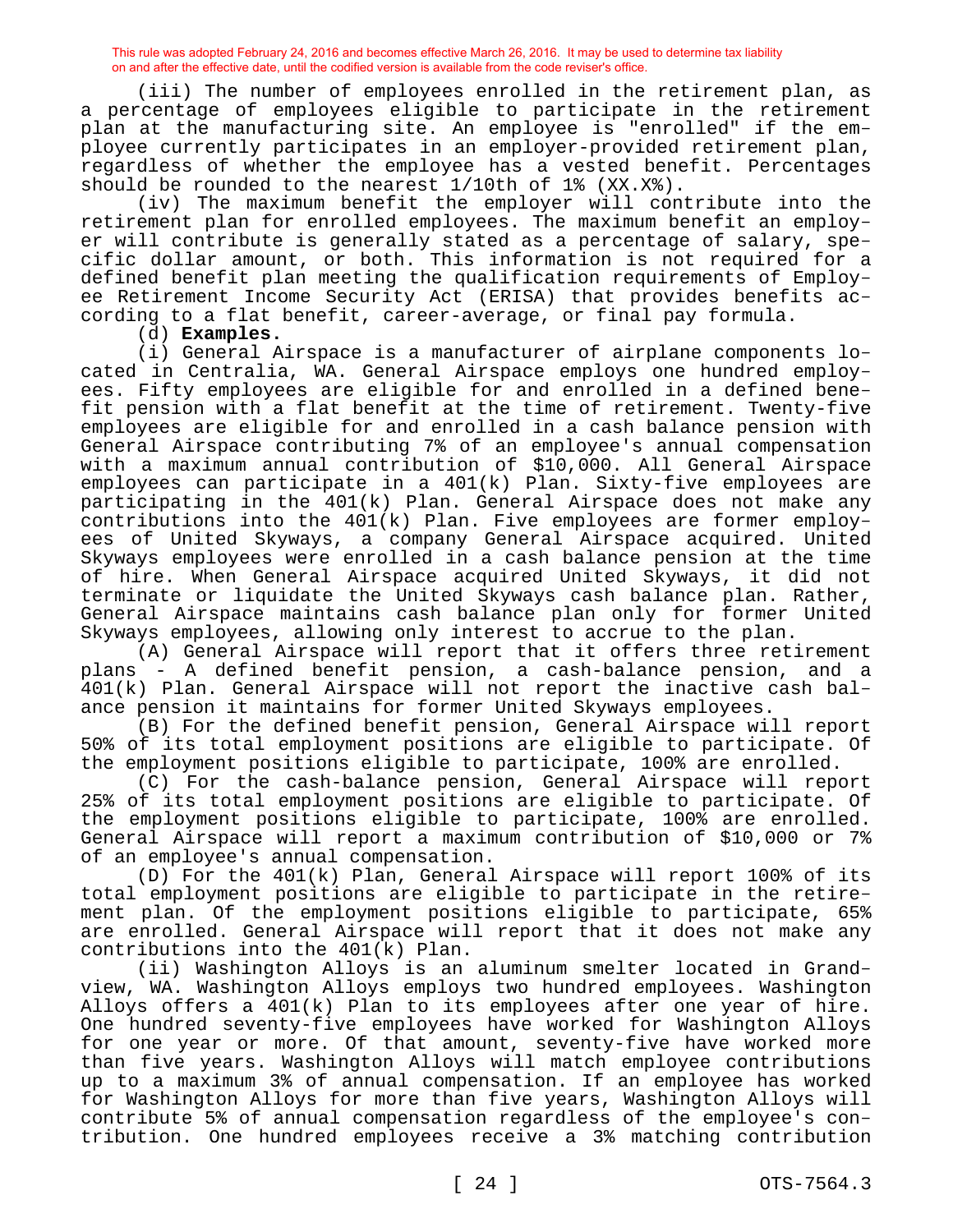(iii) The number of employees enrolled in the retirement plan, as a percentage of employees eligible to participate in the retirement plan at the manufacturing site. An employee is "enrolled" if the employee currently participates in an employer-provided retirement plan, regardless of whether the employee has a vested benefit. Percentages should be rounded to the nearest 1/10th of 1% (XX.X%).

(iv) The maximum benefit the employer will contribute into the retirement plan for enrolled employees. The maximum benefit an employer will contribute is generally stated as a percentage of salary, specific dollar amount, or both. This information is not required for a defined benefit plan meeting the qualification requirements of Employee Retirement Income Security Act (ERISA) that provides benefits according to a flat benefit, career-average, or final pay formula.

(d) **Examples.**

(i) General Airspace is a manufacturer of airplane components located in Centralia, WA. General Airspace employs one hundred employees. Fifty employees are eligible for and enrolled in a defined benefit pension with a flat benefit at the time of retirement. Twenty-five employees are eligible for and enrolled in a cash balance pension with General Airspace contributing 7% of an employee's annual compensation with a maximum annual contribution of $10,000. All General Airspace employees can participate in a 401(k) Plan. Sixty-five employees are participating in the 401(k) Plan. General Airspace does not make any contributions into the 401(k) Plan. Five employees are former employees of United Skyways, a company General Airspace acquired. United Skyways employees were enrolled in a cash balance pension at the time of hire. When General Airspace acquired United Skyways, it did not terminate or liquidate the United Skyways cash balance plan. Rather, General Airspace maintains cash balance plan only for former United Skyways employees, allowing only interest to accrue to the plan.

(A) General Airspace will report that it offers three retirement plans - A defined benefit pension, a cash-balance pension, and a 401(k) Plan. General Airspace will not report the inactive cash balance pension it maintains for former United Skyways employees.

(B) For the defined benefit pension, General Airspace will report 50% of its total employment positions are eligible to participate. Of the employment positions eligible to participate, 100% are enrolled.

(C) For the cash-balance pension, General Airspace will report 25% of its total employment positions are eligible to participate. Of the employment positions eligible to participate, 100% are enrolled. General Airspace will report a maximum contribution of $10,000 or 7% of an employee's annual compensation.

(D) For the 401(k) Plan, General Airspace will report 100% of its total employment positions are eligible to participate in the retirement plan. Of the employment positions eligible to participate, 65% are enrolled. General Airspace will report that it does not make any contributions into the 401(k) Plan.

(ii) Washington Alloys is an aluminum smelter located in Grandview, WA. Washington Alloys employs two hundred employees. Washington Alloys offers a 401(k) Plan to its employees after one year of hire. One hundred seventy-five employees have worked for Washington Alloys for one year or more. Of that amount, seventy-five have worked more than five years. Washington Alloys will match employee contributions up to a maximum 3% of annual compensation. If an employee has worked for Washington Alloys for more than five years, Washington Alloys will contribute 5% of annual compensation regardless of the employee's contribution. One hundred employees receive a 3% matching contribution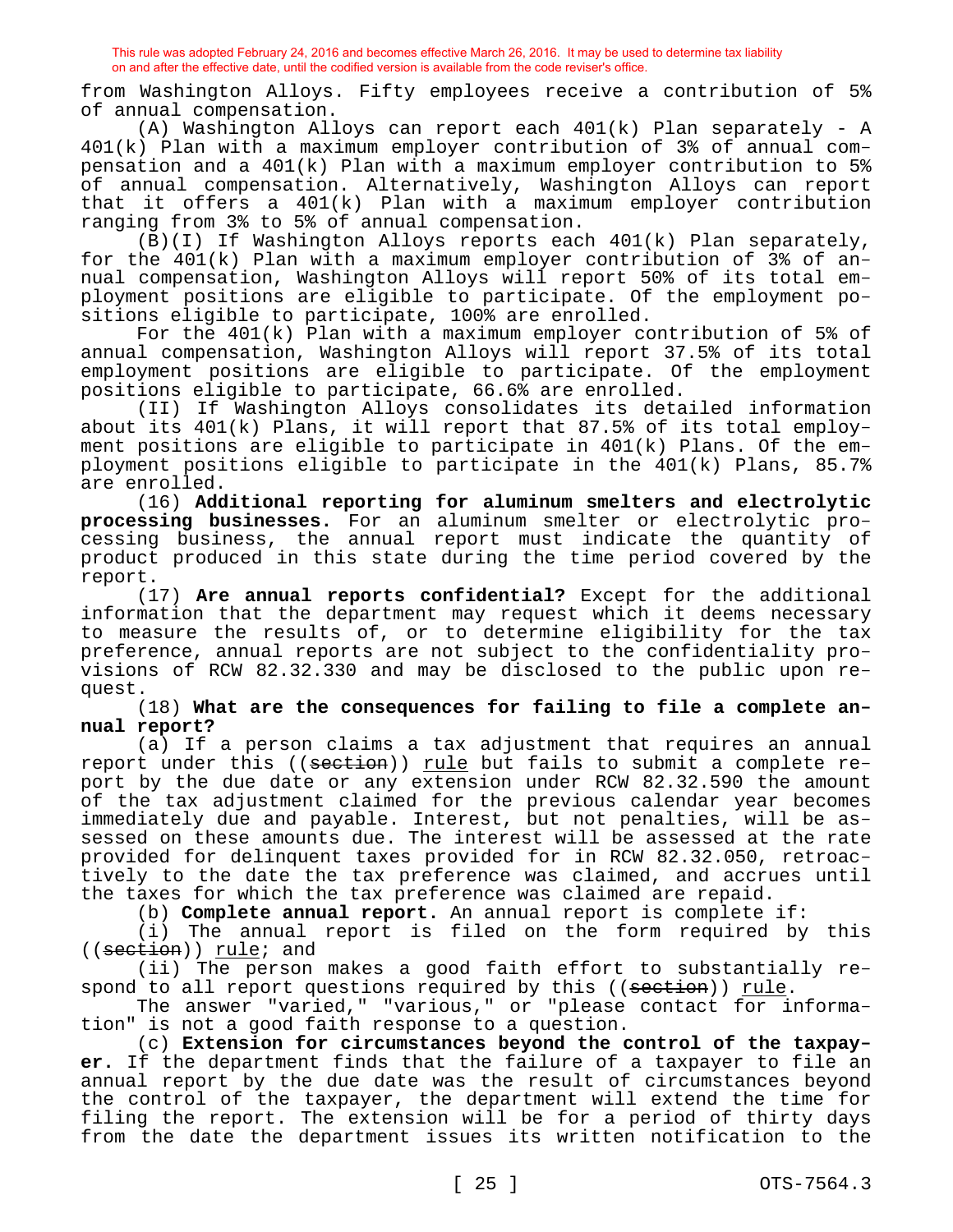from Washington Alloys. Fifty employees receive a contribution of 5% of annual compensation.

(A) Washington Alloys can report each 401(k) Plan separately - A 401(k) Plan with a maximum employer contribution of 3% of annual compensation and a 401(k) Plan with a maximum employer contribution to 5% of annual compensation. Alternatively, Washington Alloys can report that it offers a 401(k) Plan with a maximum employer contribution ranging from 3% to 5% of annual compensation.

(B)(I) If Washington Alloys reports each 401(k) Plan separately, for the 401(k) Plan with a maximum employer contribution of 3% of annual compensation, Washington Alloys will report 50% of its total employment positions are eligible to participate. Of the employment positions eligible to participate, 100% are enrolled.

For the 401(k) Plan with a maximum employer contribution of 5% of annual compensation, Washington Alloys will report 37.5% of its total employment positions are eligible to participate. Of the employment positions eligible to participate, 66.6% are enrolled.

(II) If Washington Alloys consolidates its detailed information about its 401(k) Plans, it will report that 87.5% of its total employment positions are eligible to participate in 401(k) Plans. Of the employment positions eligible to participate in the 401(k) Plans, 85.7% are enrolled.

(16) **Additional reporting for aluminum smelters and electrolytic processing businesses.** For an aluminum smelter or electrolytic processing business, the annual report must indicate the quantity of product produced in this state during the time period covered by the report.

(17) **Are annual reports confidential?** Except for the additional information that the department may request which it deems necessary to measure the results of, or to determine eligibility for the tax preference, annual reports are not subject to the confidentiality provisions of RCW 82.32.330 and may be disclosed to the public upon request.

(18) **What are the consequences for failing to file a complete annual report?**

(a) If a person claims a tax adjustment that requires an annual report under this ((~~section~~)) <u>rule</u> but fails to submit a complete report by the due date or any extension under RCW 82.32.590 the amount of the tax adjustment claimed for the previous calendar year becomes immediately due and payable. Interest, but not penalties, will be assessed on these amounts due. The interest will be assessed at the rate provided for delinquent taxes provided for in RCW 82.32.050, retroactively to the date the tax preference was claimed, and accrues until the taxes for which the tax preference was claimed are repaid.

(b) **Complete annual report.** An annual report is complete if:

(i) The annual report is filed on the form required by this ((~~section~~)) <u>rule</u>; and

(ii) The person makes a good faith effort to substantially respond to all report questions required by this ((~~section~~)) <u>rule</u>.

The answer "varied," "various," or "please contact for information" is not a good faith response to a question.

(c) **Extension for circumstances beyond the control of the taxpayer.** If the department finds that the failure of a taxpayer to file an annual report by the due date was the result of circumstances beyond the control of the taxpayer, the department will extend the time for filing the report. The extension will be for a period of thirty days from the date the department issues its written notification to the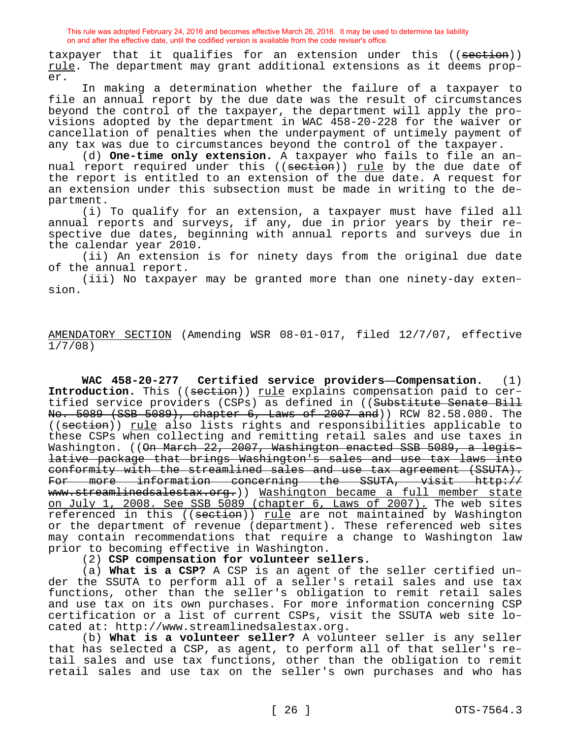taxpayer that it qualifies for an extension under this ((~~section~~)) <u>rule</u>. The department may grant additional extensions as it deems proper.

In making a determination whether the failure of a taxpayer to file an annual report by the due date was the result of circumstances beyond the control of the taxpayer, the department will apply the provisions adopted by the department in WAC 458-20-228 for the waiver or cancellation of penalties when the underpayment of untimely payment of any tax was due to circumstances beyond the control of the taxpayer.

(d) **One-time only extension.** A taxpayer who fails to file an annual report required under this ((~~section~~)) <u>rule</u> by the due date of the report is entitled to an extension of the due date. A request for an extension under this subsection must be made in writing to the department.

(i) To qualify for an extension, a taxpayer must have filed all annual reports and surveys, if any, due in prior years by their respective due dates, beginning with annual reports and surveys due in the calendar year 2010.

(ii) An extension is for ninety days from the original due date of the annual report.

(iii) No taxpayer may be granted more than one ninety-day extension.

<u>AMENDATORY SECTION</u> (Amending WSR 08-01-017, filed 12/7/07, effective 1/7/08)

**WAC 458-20-277 Certified service providers—Compensation.** (1) **Introduction.** This ((~~section~~)) <u>rule</u> explains compensation paid to certified service providers (CSPs) as defined in ((~~Substitute Senate Bill No. 5089 (SSB 5089), chapter 6, Laws of 2007 and~~)) RCW 82.58.080. The ((~~section~~)) <u>rule</u> also lists rights and responsibilities applicable to these CSPs when collecting and remitting retail sales and use taxes in Washington. ((~~On March 22, 2007, Washington enacted SSB 5089, a legislative package that brings Washington's sales and use tax laws into conformity with the streamlined sales and use tax agreement (SSUTA). For more information concerning the SSUTA, visit http://www.streamlinedsalestax.org.~~)) <u>Washington became a full member state on July 1, 2008. See SSB 5089 (chapter 6, Laws of 2007).</u> The web sites referenced in this ((~~section~~)) <u>rule</u> are not maintained by Washington or the department of revenue (department). These referenced web sites may contain recommendations that require a change to Washington law prior to becoming effective in Washington.

(2) **CSP compensation for volunteer sellers.**

(a) **What is a CSP?** A CSP is an agent of the seller certified under the SSUTA to perform all of a seller's retail sales and use tax functions, other than the seller's obligation to remit retail sales and use tax on its own purchases. For more information concerning CSP certification or a list of current CSPs, visit the SSUTA web site located at: http://www.streamlinedsalestax.org.

(b) **What is a volunteer seller?** A volunteer seller is any seller that has selected a CSP, as agent, to perform all of that seller's retail sales and use tax functions, other than the obligation to remit retail sales and use tax on the seller's own purchases and who has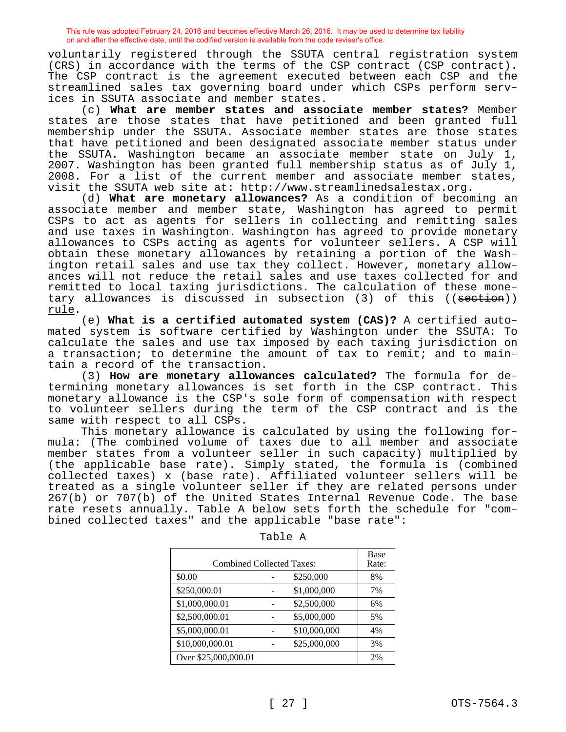This rule was adopted February 24, 2016 and becomes effective March 26, 2016. It may be used to determine tax liability on and after the effective date, until the codified version is available from the code reviser's office.

voluntarily registered through the SSUTA central registration system (CRS) in accordance with the terms of the CSP contract (CSP contract). The CSP contract is the agreement executed between each CSP and the streamlined sales tax governing board under which CSPs perform services in SSUTA associate and member states.

(c) **What are member states and associate member states?** Member states are those states that have petitioned and been granted full membership under the SSUTA. Associate member states are those states that have petitioned and been designated associate member status under the SSUTA. Washington became an associate member state on July 1, 2007. Washington has been granted full membership status as of July 1, 2008. For a list of the current member and associate member states, visit the SSUTA web site at: http://www.streamlinedsalestax.org.

(d) **What are monetary allowances?** As a condition of becoming an associate member and member state, Washington has agreed to permit CSPs to act as agents for sellers in collecting and remitting sales and use taxes in Washington. Washington has agreed to provide monetary allowances to CSPs acting as agents for volunteer sellers. A CSP will obtain these monetary allowances by retaining a portion of the Washington retail sales and use tax they collect. However, monetary allowances will not reduce the retail sales and use taxes collected for and remitted to local taxing jurisdictions. The calculation of these monetary allowances is discussed in subsection (3) of this ((~~section~~)) rule.

(e) **What is a certified automated system (CAS)?** A certified automated system is software certified by Washington under the SSUTA: To calculate the sales and use tax imposed by each taxing jurisdiction on a transaction; to determine the amount of tax to remit; and to maintain a record of the transaction.

(3) **How are monetary allowances calculated?** The formula for determining monetary allowances is set forth in the CSP contract. This monetary allowance is the CSP's sole form of compensation with respect to volunteer sellers during the term of the CSP contract and is the same with respect to all CSPs.

This monetary allowance is calculated by using the following formula: (The combined volume of taxes due to all member and associate member states from a volunteer seller in such capacity) multiplied by (the applicable base rate). Simply stated, the formula is (combined collected taxes) x (base rate). Affiliated volunteer sellers will be treated as a single volunteer seller if they are related persons under 267(b) or 707(b) of the United States Internal Revenue Code. The base rate resets annually. Table A below sets forth the schedule for "combined collected taxes" and the applicable "base rate":

Table A

| Combined Collected Taxes: | | | Base Rate: |
|---|---|---|---|
| $0.00 | - | $250,000 | 8% |
| $250,000.01 | - | $1,000,000 | 7% |
| $1,000,000.01 | - | $2,500,000 | 6% |
| $2,500,000.01 | - | $5,000,000 | 5% |
| $5,000,000.01 | - | $10,000,000 | 4% |
| $10,000,000.01 | - | $25,000,000 | 3% |
| Over $25,000,000.01 | | | 2% |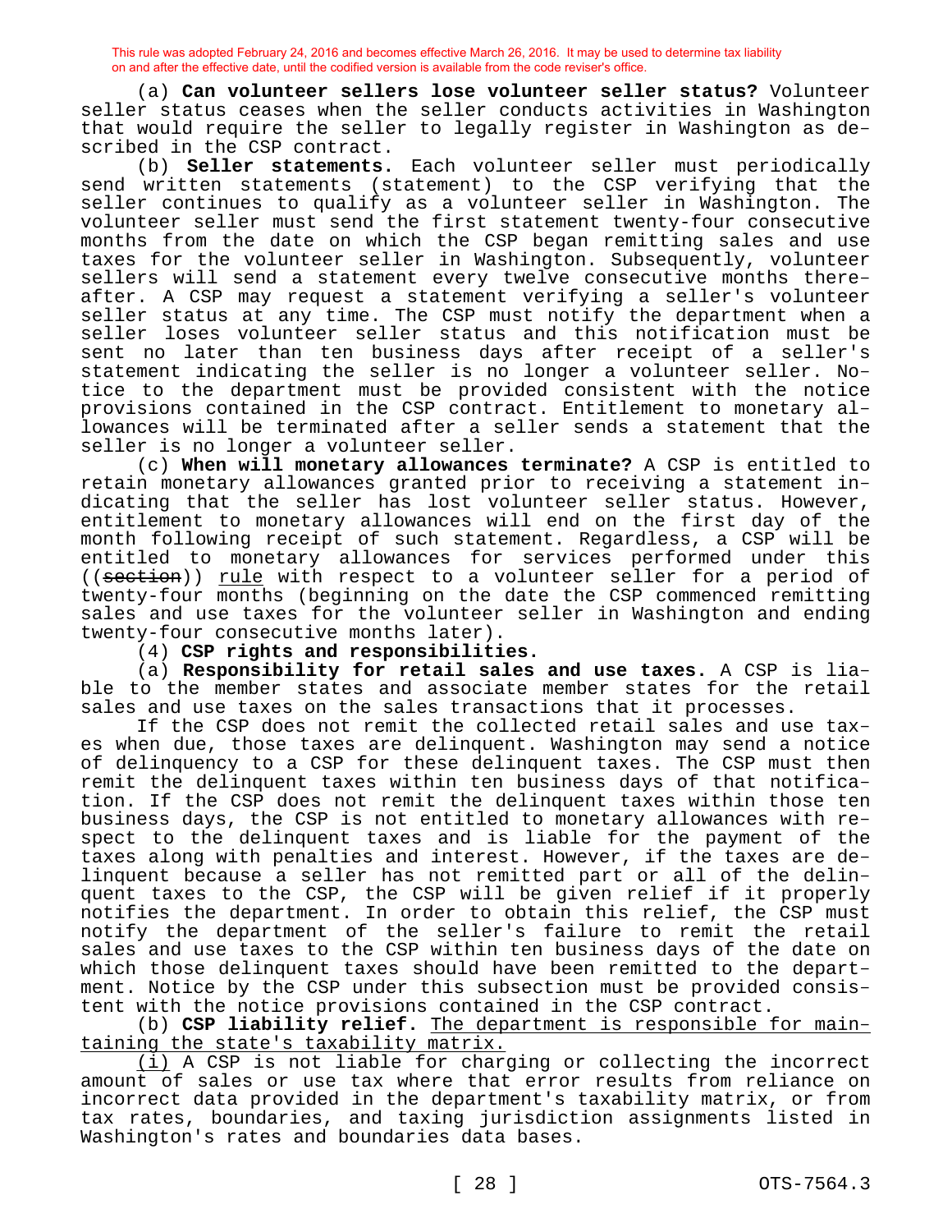This rule was adopted February 24, 2016 and becomes effective March 26, 2016. It may be used to determine tax liability on and after the effective date, until the codified version is available from the code reviser's office.

(a) **Can volunteer sellers lose volunteer seller status?** Volunteer seller status ceases when the seller conducts activities in Washington that would require the seller to legally register in Washington as described in the CSP contract.

(b) **Seller statements.** Each volunteer seller must periodically send written statements (statement) to the CSP verifying that the seller continues to qualify as a volunteer seller in Washington. The volunteer seller must send the first statement twenty-four consecutive months from the date on which the CSP began remitting sales and use taxes for the volunteer seller in Washington. Subsequently, volunteer sellers will send a statement every twelve consecutive months thereafter. A CSP may request a statement verifying a seller's volunteer seller status at any time. The CSP must notify the department when a seller loses volunteer seller status and this notification must be sent no later than ten business days after receipt of a seller's statement indicating the seller is no longer a volunteer seller. Notice to the department must be provided consistent with the notice provisions contained in the CSP contract. Entitlement to monetary allowances will be terminated after a seller sends a statement that the seller is no longer a volunteer seller.

(c) **When will monetary allowances terminate?** A CSP is entitled to retain monetary allowances granted prior to receiving a statement indicating that the seller has lost volunteer seller status. However, entitlement to monetary allowances will end on the first day of the month following receipt of such statement. Regardless, a CSP will be entitled to monetary allowances for services performed under this ((~~section~~)) <u>rule</u> with respect to a volunteer seller for a period of twenty-four months (beginning on the date the CSP commenced remitting sales and use taxes for the volunteer seller in Washington and ending twenty-four consecutive months later).

(4) **CSP rights and responsibilities.**

(a) **Responsibility for retail sales and use taxes.** A CSP is liable to the member states and associate member states for the retail sales and use taxes on the sales transactions that it processes.

If the CSP does not remit the collected retail sales and use taxes when due, those taxes are delinquent. Washington may send a notice of delinquency to a CSP for these delinquent taxes. The CSP must then remit the delinquent taxes within ten business days of that notification. If the CSP does not remit the delinquent taxes within those ten business days, the CSP is not entitled to monetary allowances with respect to the delinquent taxes and is liable for the payment of the taxes along with penalties and interest. However, if the taxes are delinquent because a seller has not remitted part or all of the delinquent taxes to the CSP, the CSP will be given relief if it properly notifies the department. In order to obtain this relief, the CSP must notify the department of the seller's failure to remit the retail sales and use taxes to the CSP within ten business days of the date on which those delinquent taxes should have been remitted to the department. Notice by the CSP under this subsection must be provided consistent with the notice provisions contained in the CSP contract.

(b) **CSP liability relief.** <u>The department is responsible for maintaining the state's taxability matrix.</u>

<u>(i)</u> A CSP is not liable for charging or collecting the incorrect amount of sales or use tax where that error results from reliance on incorrect data provided in the department's taxability matrix, or from tax rates, boundaries, and taxing jurisdiction assignments listed in Washington's rates and boundaries data bases.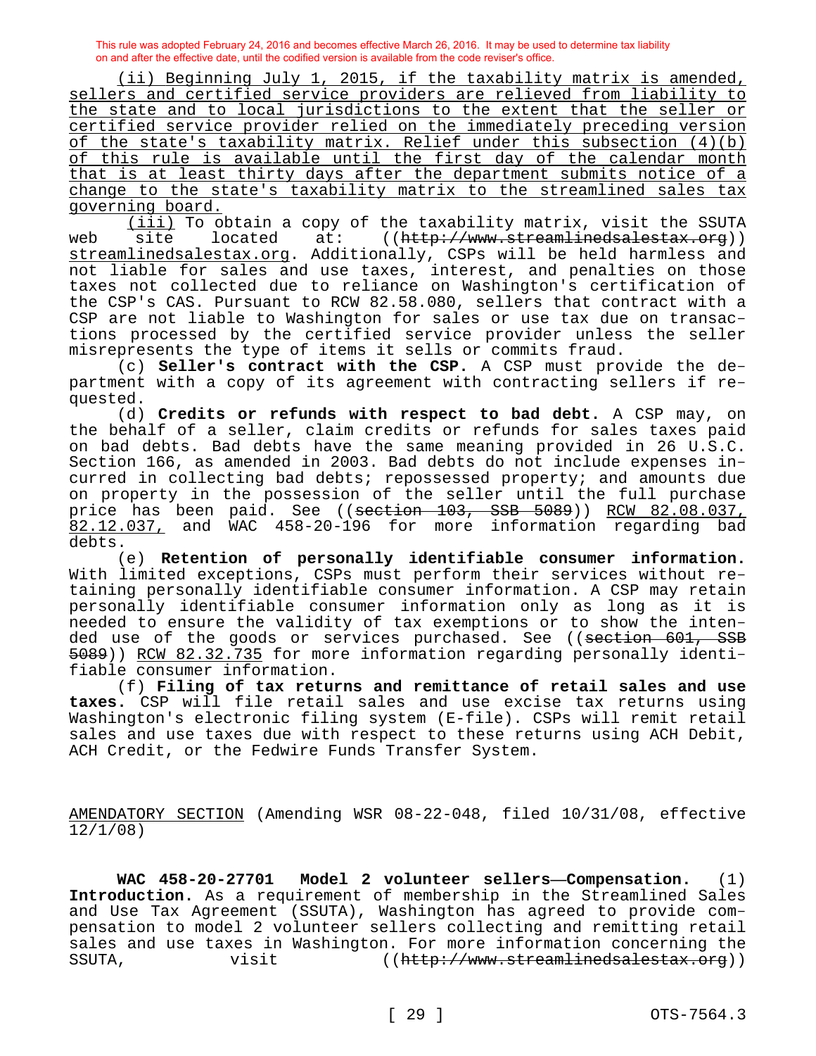This rule was adopted February 24, 2016 and becomes effective March 26, 2016. It may be used to determine tax liability on and after the effective date, until the codified version is available from the code reviser's office.

(ii) Beginning July 1, 2015, if the taxability matrix is amended, sellers and certified service providers are relieved from liability to the state and to local jurisdictions to the extent that the seller or certified service provider relied on the immediately preceding version of the state's taxability matrix. Relief under this subsection (4)(b) of this rule is available until the first day of the calendar month that is at least thirty days after the department submits notice of a change to the state's taxability matrix to the streamlined sales tax governing board.

(iii) To obtain a copy of the taxability matrix, visit the SSUTA web site located at: ((~~http://www.streamlinedsalestax.org~~)) streamlinedsalestax.org. Additionally, CSPs will be held harmless and not liable for sales and use taxes, interest, and penalties on those taxes not collected due to reliance on Washington's certification of the CSP's CAS. Pursuant to RCW 82.58.080, sellers that contract with a CSP are not liable to Washington for sales or use tax due on transactions processed by the certified service provider unless the seller misrepresents the type of items it sells or commits fraud.

(c) **Seller's contract with the CSP.** A CSP must provide the department with a copy of its agreement with contracting sellers if requested.

(d) **Credits or refunds with respect to bad debt.** A CSP may, on the behalf of a seller, claim credits or refunds for sales taxes paid on bad debts. Bad debts have the same meaning provided in 26 U.S.C. Section 166, as amended in 2003. Bad debts do not include expenses incurred in collecting bad debts; repossessed property; and amounts due on property in the possession of the seller until the full purchase price has been paid. See ((~~section 103, SSB 5089~~)) RCW 82.08.037, 82.12.037, and WAC 458-20-196 for more information regarding bad debts.

(e) **Retention of personally identifiable consumer information.** With limited exceptions, CSPs must perform their services without retaining personally identifiable consumer information. A CSP may retain personally identifiable consumer information only as long as it is needed to ensure the validity of tax exemptions or to show the intended use of the goods or services purchased. See ((~~section 601, SSB 5089~~)) RCW 82.32.735 for more information regarding personally identifiable consumer information.

(f) **Filing of tax returns and remittance of retail sales and use taxes.** CSP will file retail sales and use excise tax returns using Washington's electronic filing system (E-file). CSPs will remit retail sales and use taxes due with respect to these returns using ACH Debit, ACH Credit, or the Fedwire Funds Transfer System.

AMENDATORY SECTION (Amending WSR 08-22-048, filed 10/31/08, effective 12/1/08)

**WAC 458-20-27701 Model 2 volunteer sellers—Compensation.** (1) **Introduction.** As a requirement of membership in the Streamlined Sales and Use Tax Agreement (SSUTA), Washington has agreed to provide compensation to model 2 volunteer sellers collecting and remitting retail sales and use taxes in Washington. For more information concerning the SSUTA, visit ((~~http://www.streamlinedsalestax.org~~))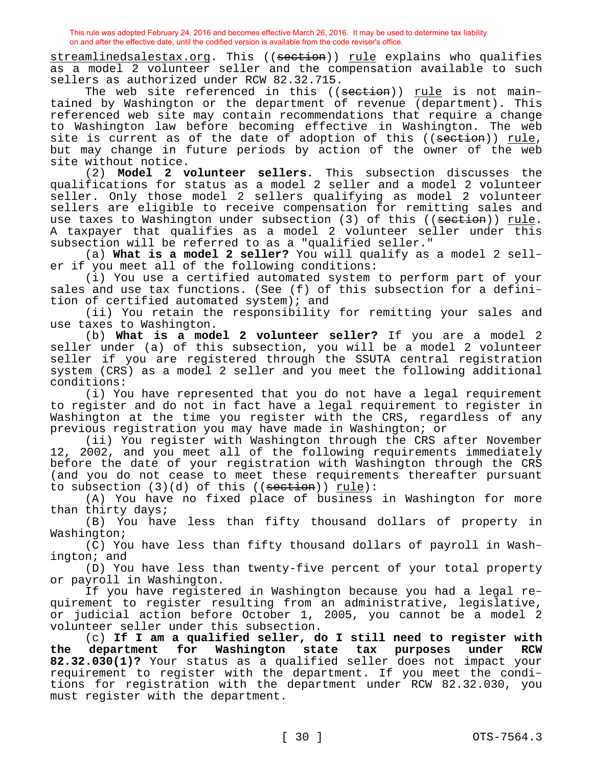streamlinedsalestax.org. This ((~~section~~)) rule explains who qualifies as a model 2 volunteer seller and the compensation available to such sellers as authorized under RCW 82.32.715.

The web site referenced in this ((~~section~~)) rule is not maintained by Washington or the department of revenue (department). This referenced web site may contain recommendations that require a change to Washington law before becoming effective in Washington. The web site is current as of the date of adoption of this ((~~section~~)) rule, but may change in future periods by action of the owner of the web site without notice.

(2) **Model 2 volunteer sellers.** This subsection discusses the qualifications for status as a model 2 seller and a model 2 volunteer seller. Only those model 2 sellers qualifying as model 2 volunteer sellers are eligible to receive compensation for remitting sales and use taxes to Washington under subsection (3) of this ((~~section~~)) rule. A taxpayer that qualifies as a model 2 volunteer seller under this subsection will be referred to as a "qualified seller."

(a) **What is a model 2 seller?** You will qualify as a model 2 seller if you meet all of the following conditions:

(i) You use a certified automated system to perform part of your sales and use tax functions. (See (f) of this subsection for a definition of certified automated system); and

(ii) You retain the responsibility for remitting your sales and use taxes to Washington.

(b) **What is a model 2 volunteer seller?** If you are a model 2 seller under (a) of this subsection, you will be a model 2 volunteer seller if you are registered through the SSUTA central registration system (CRS) as a model 2 seller and you meet the following additional conditions:

(i) You have represented that you do not have a legal requirement to register and do not in fact have a legal requirement to register in Washington at the time you register with the CRS, regardless of any previous registration you may have made in Washington; or

(ii) You register with Washington through the CRS after November 12, 2002, and you meet all of the following requirements immediately before the date of your registration with Washington through the CRS (and you do not cease to meet these requirements thereafter pursuant to subsection (3)(d) of this ((~~section~~)) rule):

(A) You have no fixed place of business in Washington for more than thirty days;

(B) You have less than fifty thousand dollars of property in Washington;

(C) You have less than fifty thousand dollars of payroll in Washington; and

(D) You have less than twenty-five percent of your total property or payroll in Washington.

If you have registered in Washington because you had a legal requirement to register resulting from an administrative, legislative, or judicial action before October 1, 2005, you cannot be a model 2 volunteer seller under this subsection.

(c) **If I am a qualified seller, do I still need to register with the department for Washington state tax purposes under RCW 82.32.030(1)?** Your status as a qualified seller does not impact your requirement to register with the department. If you meet the conditions for registration with the department under RCW 82.32.030, you must register with the department.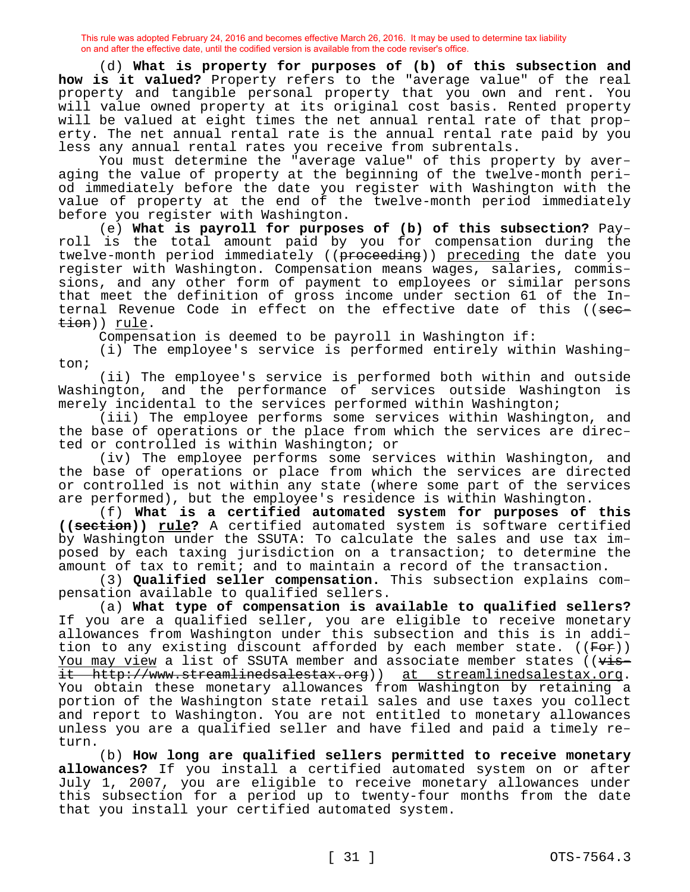This rule was adopted February 24, 2016 and becomes effective March 26, 2016. It may be used to determine tax liability on and after the effective date, until the codified version is available from the code reviser's office.

(d) **What is property for purposes of (b) of this subsection and how is it valued?** Property refers to the "average value" of the real property and tangible personal property that you own and rent. You will value owned property at its original cost basis. Rented property will be valued at eight times the net annual rental rate of that property. The net annual rental rate is the annual rental rate paid by you less any annual rental rates you receive from subrentals.

You must determine the "average value" of this property by averaging the value of property at the beginning of the twelve-month period immediately before the date you register with Washington with the value of property at the end of the twelve-month period immediately before you register with Washington.

(e) **What is payroll for purposes of (b) of this subsection?** Payroll is the total amount paid by you for compensation during the twelve-month period immediately ((~~proceeding~~)) <u>preceding</u> the date you register with Washington. Compensation means wages, salaries, commissions, and any other form of payment to employees or similar persons that meet the definition of gross income under section 61 of the Internal Revenue Code in effect on the effective date of this ((~~section~~)) <u>rule</u>.

Compensation is deemed to be payroll in Washington if:

(i) The employee's service is performed entirely within Washington;

(ii) The employee's service is performed both within and outside Washington, and the performance of services outside Washington is merely incidental to the services performed within Washington;

(iii) The employee performs some services within Washington, and the base of operations or the place from which the services are directed or controlled is within Washington; or

(iv) The employee performs some services within Washington, and the base of operations or place from which the services are directed or controlled is not within any state (where some part of the services are performed), but the employee's residence is within Washington.

(f) **What is a certified automated system for purposes of this ((~~section~~)) <u>rule</u>?** A certified automated system is software certified by Washington under the SSUTA: To calculate the sales and use tax imposed by each taxing jurisdiction on a transaction; to determine the amount of tax to remit; and to maintain a record of the transaction.

(3) **Qualified seller compensation.** This subsection explains compensation available to qualified sellers.

(a) **What type of compensation is available to qualified sellers?** If you are a qualified seller, you are eligible to receive monetary allowances from Washington under this subsection and this is in addition to any existing discount afforded by each member state. ((~~For~~)) <u>You may view</u> a list of SSUTA member and associate member states ((~~visit http://www.streamlinedsalestax.org~~)) <u>at streamlinedsalestax.org</u>. You obtain these monetary allowances from Washington by retaining a portion of the Washington state retail sales and use taxes you collect and report to Washington. You are not entitled to monetary allowances unless you are a qualified seller and have filed and paid a timely return.

(b) **How long are qualified sellers permitted to receive monetary allowances?** If you install a certified automated system on or after July 1, 2007, you are eligible to receive monetary allowances under this subsection for a period up to twenty-four months from the date that you install your certified automated system.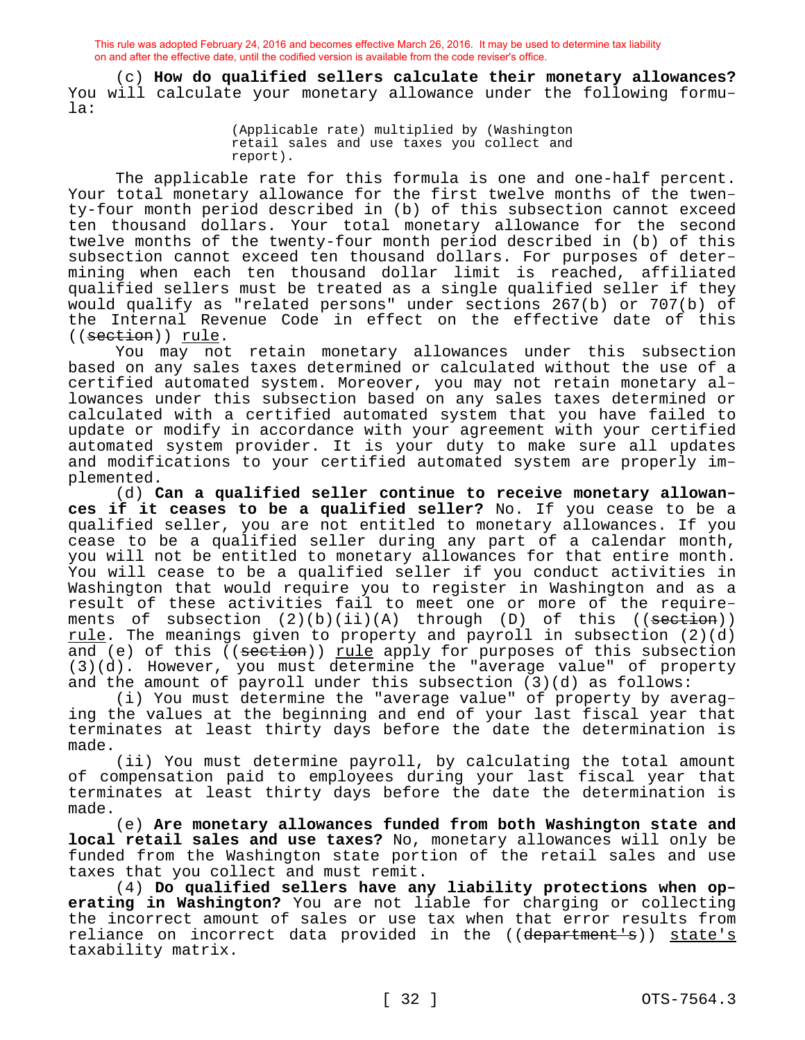This rule was adopted February 24, 2016 and becomes effective March 26, 2016. It may be used to determine tax liability on and after the effective date, until the codified version is available from the code reviser's office.

(c) **How do qualified sellers calculate their monetary allowances?** You will calculate your monetary allowance under the following formula:

> (Applicable rate) multiplied by (Washington retail sales and use taxes you collect and report).

The applicable rate for this formula is one and one-half percent. Your total monetary allowance for the first twelve months of the twenty-four month period described in (b) of this subsection cannot exceed ten thousand dollars. Your total monetary allowance for the second twelve months of the twenty-four month period described in (b) of this subsection cannot exceed ten thousand dollars. For purposes of determining when each ten thousand dollar limit is reached, affiliated qualified sellers must be treated as a single qualified seller if they would qualify as "related persons" under sections 267(b) or 707(b) of the Internal Revenue Code in effect on the effective date of this ((~~section~~)) <u>rule</u>.

You may not retain monetary allowances under this subsection based on any sales taxes determined or calculated without the use of a certified automated system. Moreover, you may not retain monetary allowances under this subsection based on any sales taxes determined or calculated with a certified automated system that you have failed to update or modify in accordance with your agreement with your certified automated system provider. It is your duty to make sure all updates and modifications to your certified automated system are properly implemented.

(d) **Can a qualified seller continue to receive monetary allowances if it ceases to be a qualified seller?** No. If you cease to be a qualified seller, you are not entitled to monetary allowances. If you cease to be a qualified seller during any part of a calendar month, you will not be entitled to monetary allowances for that entire month. You will cease to be a qualified seller if you conduct activities in Washington that would require you to register in Washington and as a result of these activities fail to meet one or more of the requirements of subsection (2)(b)(ii)(A) through (D) of this ((~~section~~)) <u>rule</u>. The meanings given to property and payroll in subsection (2)(d) and (e) of this ((~~section~~)) <u>rule</u> apply for purposes of this subsection (3)(d). However, you must determine the "average value" of property and the amount of payroll under this subsection (3)(d) as follows:

(i) You must determine the "average value" of property by averaging the values at the beginning and end of your last fiscal year that terminates at least thirty days before the date the determination is made.

(ii) You must determine payroll, by calculating the total amount of compensation paid to employees during your last fiscal year that terminates at least thirty days before the date the determination is made.

(e) **Are monetary allowances funded from both Washington state and local retail sales and use taxes?** No, monetary allowances will only be funded from the Washington state portion of the retail sales and use taxes that you collect and must remit.

(4) **Do qualified sellers have any liability protections when operating in Washington?** You are not liable for charging or collecting the incorrect amount of sales or use tax when that error results from reliance on incorrect data provided in the ((~~department's~~)) <u>state's</u> taxability matrix.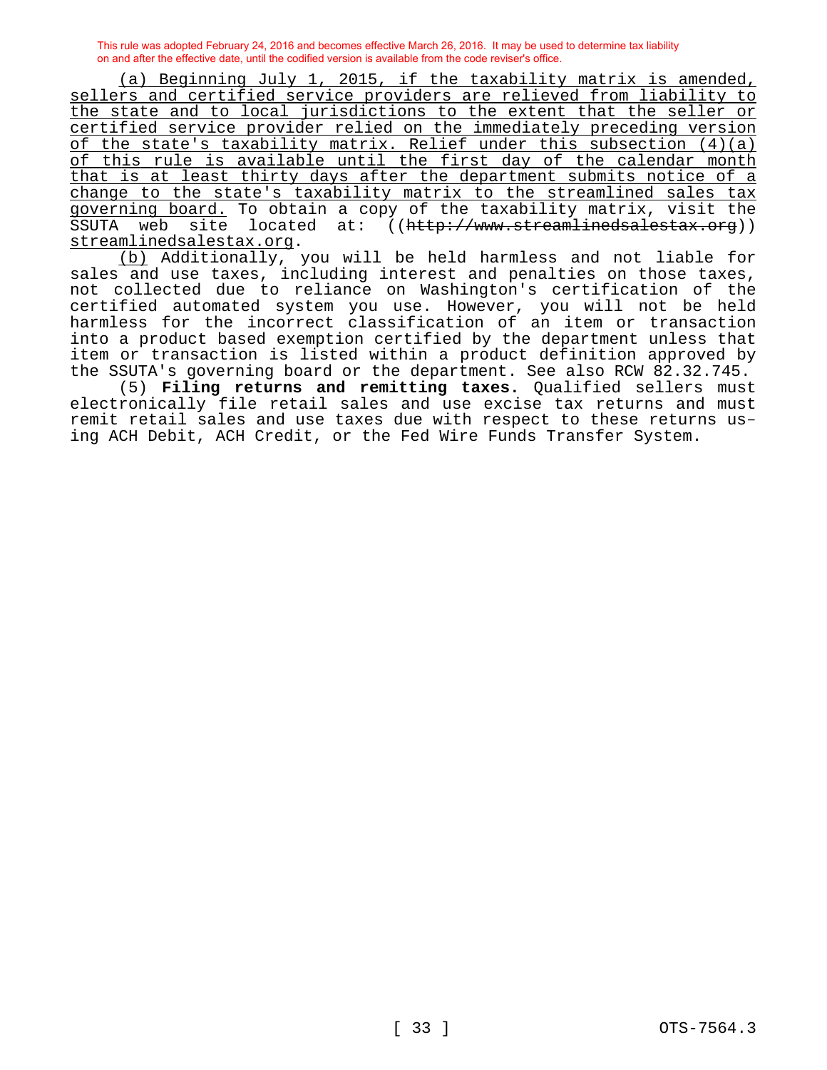This rule was adopted February 24, 2016 and becomes effective March 26, 2016. It may be used to determine tax liability on and after the effective date, until the codified version is available from the code reviser's office.

(a) Beginning July 1, 2015, if the taxability matrix is amended, sellers and certified service providers are relieved from liability to the state and to local jurisdictions to the extent that the seller or certified service provider relied on the immediately preceding version of the state's taxability matrix. Relief under this subsection (4)(a) of this rule is available until the first day of the calendar month that is at least thirty days after the department submits notice of a change to the state's taxability matrix to the streamlined sales tax governing board. To obtain a copy of the taxability matrix, visit the SSUTA web site located at: ((~~http://www.streamlinedsalestax.org~~)) streamlinedsalestax.org.

(b) Additionally, you will be held harmless and not liable for sales and use taxes, including interest and penalties on those taxes, not collected due to reliance on Washington's certification of the certified automated system you use. However, you will not be held harmless for the incorrect classification of an item or transaction into a product based exemption certified by the department unless that item or transaction is listed within a product definition approved by the SSUTA's governing board or the department. See also RCW 82.32.745.

(5) **Filing returns and remitting taxes.** Qualified sellers must electronically file retail sales and use excise tax returns and must remit retail sales and use taxes due with respect to these returns using ACH Debit, ACH Credit, or the Fed Wire Funds Transfer System.

OTS-7564.3